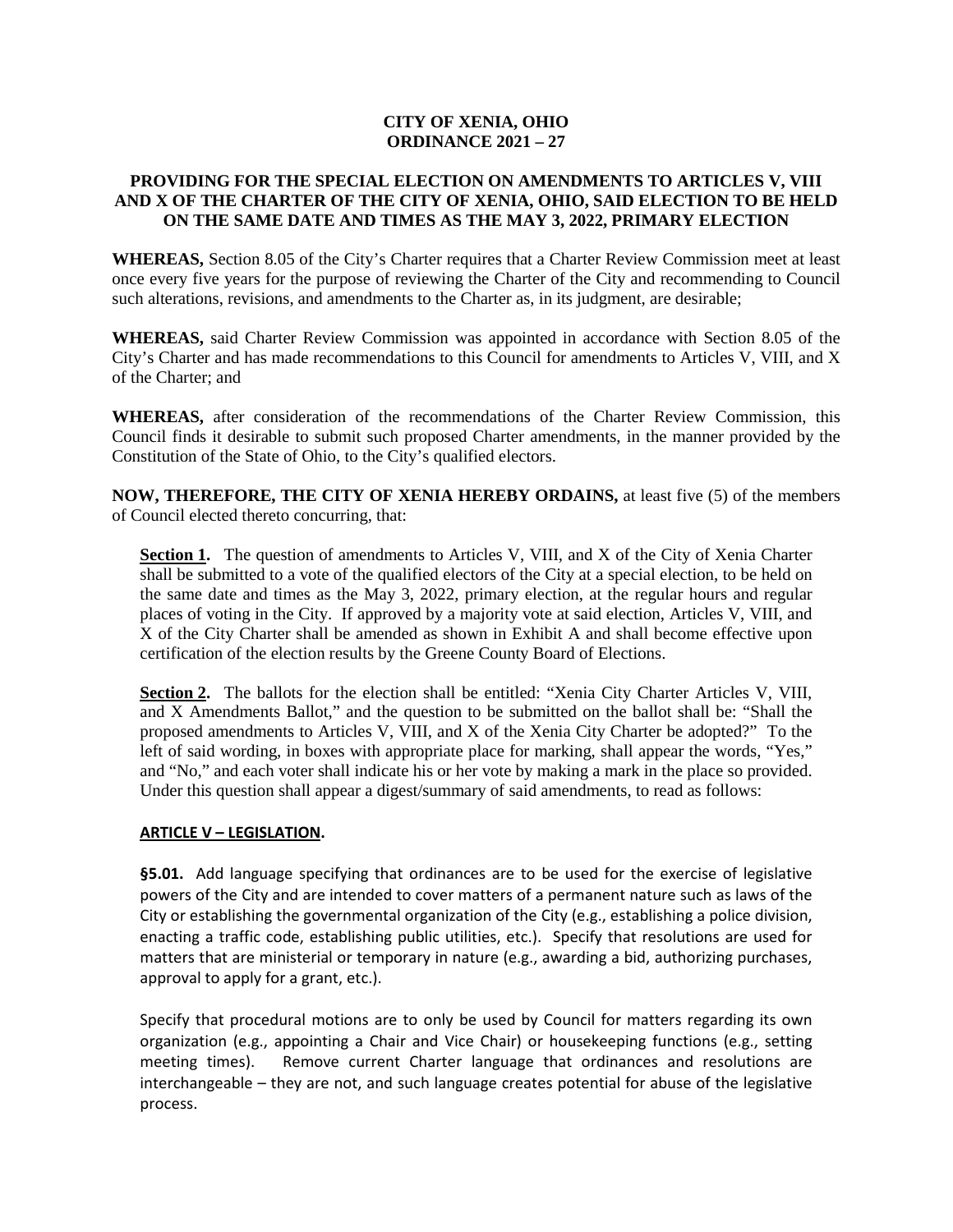# CITY OF XENIA, OHIO
# ORDINANCE 2021 – 27

## PROVIDING FOR THE SPECIAL ELECTION ON AMENDMENTS TO ARTICLES V, VIII AND X OF THE CHARTER OF THE CITY OF XENIA, OHIO, SAID ELECTION TO BE HELD ON THE SAME DATE AND TIMES AS THE MAY 3, 2022, PRIMARY ELECTION

**WHEREAS,** Section 8.05 of the City's Charter requires that a Charter Review Commission meet at least once every five years for the purpose of reviewing the Charter of the City and recommending to Council such alterations, revisions, and amendments to the Charter as, in its judgment, are desirable;

**WHEREAS,** said Charter Review Commission was appointed in accordance with Section 8.05 of the City's Charter and has made recommendations to this Council for amendments to Articles V, VIII, and X of the Charter; and

**WHEREAS,** after consideration of the recommendations of the Charter Review Commission, this Council finds it desirable to submit such proposed Charter amendments, in the manner provided by the Constitution of the State of Ohio, to the City's qualified electors.

**NOW, THEREFORE, THE CITY OF XENIA HEREBY ORDAINS,** at least five (5) of the members of Council elected thereto concurring, that:

**Section 1.** The question of amendments to Articles V, VIII, and X of the City of Xenia Charter shall be submitted to a vote of the qualified electors of the City at a special election, to be held on the same date and times as the May 3, 2022, primary election, at the regular hours and regular places of voting in the City. If approved by a majority vote at said election, Articles V, VIII, and X of the City Charter shall be amended as shown in Exhibit A and shall become effective upon certification of the election results by the Greene County Board of Elections.

**Section 2.** The ballots for the election shall be entitled: "Xenia City Charter Articles V, VIII, and X Amendments Ballot," and the question to be submitted on the ballot shall be: "Shall the proposed amendments to Articles V, VIII, and X of the Xenia City Charter be adopted?" To the left of said wording, in boxes with appropriate place for marking, shall appear the words, "Yes," and "No," and each voter shall indicate his or her vote by making a mark in the place so provided. Under this question shall appear a digest/summary of said amendments, to read as follows:

**ARTICLE V – LEGISLATION.**

**§5.01.** Add language specifying that ordinances are to be used for the exercise of legislative powers of the City and are intended to cover matters of a permanent nature such as laws of the City or establishing the governmental organization of the City (e.g., establishing a police division, enacting a traffic code, establishing public utilities, etc.). Specify that resolutions are used for matters that are ministerial or temporary in nature (e.g., awarding a bid, authorizing purchases, approval to apply for a grant, etc.).

Specify that procedural motions are to only be used by Council for matters regarding its own organization (e.g., appointing a Chair and Vice Chair) or housekeeping functions (e.g., setting meeting times). Remove current Charter language that ordinances and resolutions are interchangeable – they are not, and such language creates potential for abuse of the legislative process.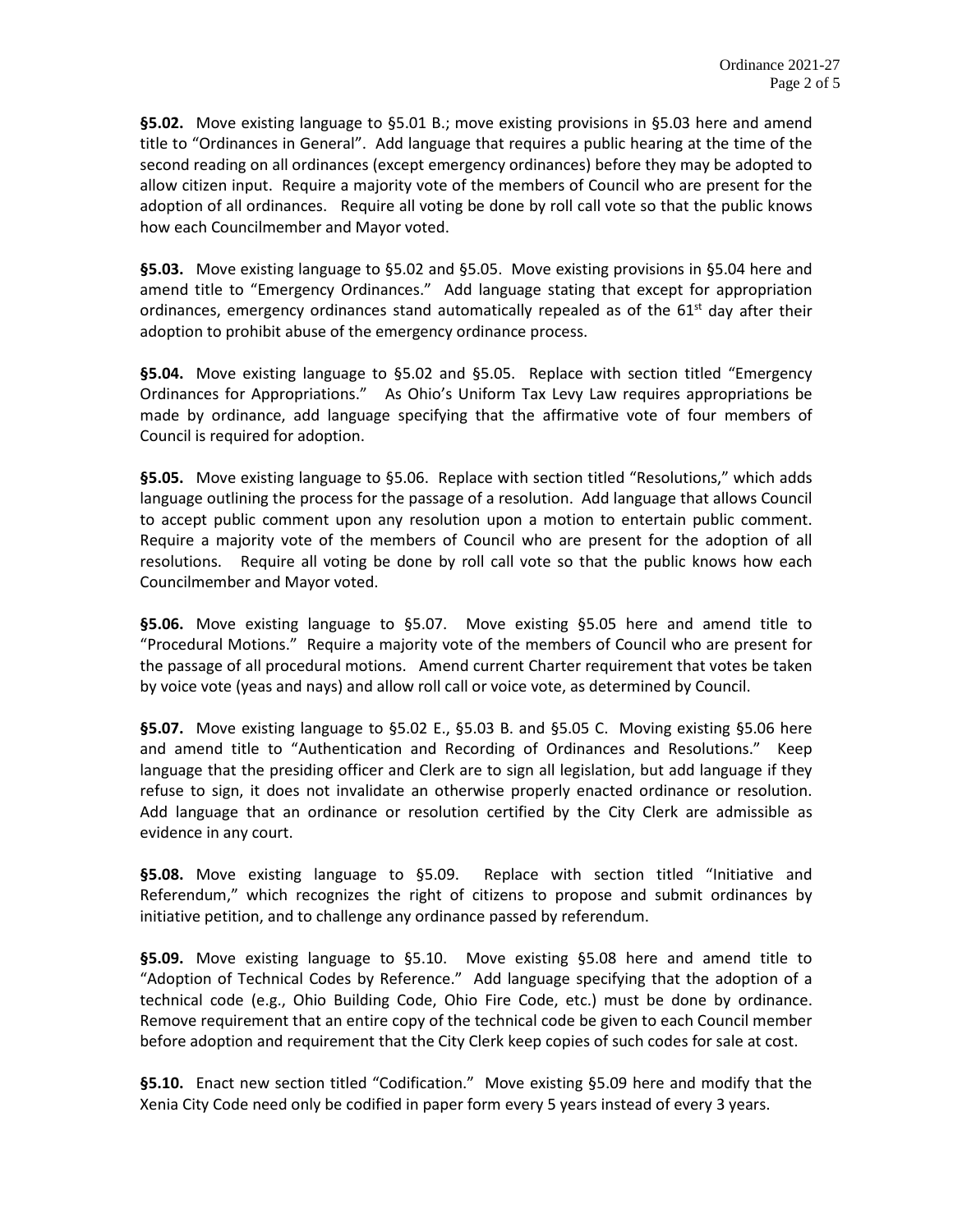**§5.02.** Move existing language to §5.01 B.; move existing provisions in §5.03 here and amend title to "Ordinances in General". Add language that requires a public hearing at the time of the second reading on all ordinances (except emergency ordinances) before they may be adopted to allow citizen input. Require a majority vote of the members of Council who are present for the adoption of all ordinances. Require all voting be done by roll call vote so that the public knows how each Councilmember and Mayor voted.

**§5.03.** Move existing language to §5.02 and §5.05. Move existing provisions in §5.04 here and amend title to "Emergency Ordinances." Add language stating that except for appropriation ordinances, emergency ordinances stand automatically repealed as of the 61st day after their adoption to prohibit abuse of the emergency ordinance process.

**§5.04.** Move existing language to §5.02 and §5.05. Replace with section titled "Emergency Ordinances for Appropriations." As Ohio's Uniform Tax Levy Law requires appropriations be made by ordinance, add language specifying that the affirmative vote of four members of Council is required for adoption.

**§5.05.** Move existing language to §5.06. Replace with section titled "Resolutions," which adds language outlining the process for the passage of a resolution. Add language that allows Council to accept public comment upon any resolution upon a motion to entertain public comment. Require a majority vote of the members of Council who are present for the adoption of all resolutions. Require all voting be done by roll call vote so that the public knows how each Councilmember and Mayor voted.

**§5.06.** Move existing language to §5.07. Move existing §5.05 here and amend title to "Procedural Motions." Require a majority vote of the members of Council who are present for the passage of all procedural motions. Amend current Charter requirement that votes be taken by voice vote (yeas and nays) and allow roll call or voice vote, as determined by Council.

**§5.07.** Move existing language to §5.02 E., §5.03 B. and §5.05 C. Moving existing §5.06 here and amend title to "Authentication and Recording of Ordinances and Resolutions." Keep language that the presiding officer and Clerk are to sign all legislation, but add language if they refuse to sign, it does not invalidate an otherwise properly enacted ordinance or resolution. Add language that an ordinance or resolution certified by the City Clerk are admissible as evidence in any court.

**§5.08.** Move existing language to §5.09. Replace with section titled "Initiative and Referendum," which recognizes the right of citizens to propose and submit ordinances by initiative petition, and to challenge any ordinance passed by referendum.

**§5.09.** Move existing language to §5.10. Move existing §5.08 here and amend title to "Adoption of Technical Codes by Reference." Add language specifying that the adoption of a technical code (e.g., Ohio Building Code, Ohio Fire Code, etc.) must be done by ordinance. Remove requirement that an entire copy of the technical code be given to each Council member before adoption and requirement that the City Clerk keep copies of such codes for sale at cost.

**§5.10.** Enact new section titled "Codification." Move existing §5.09 here and modify that the Xenia City Code need only be codified in paper form every 5 years instead of every 3 years.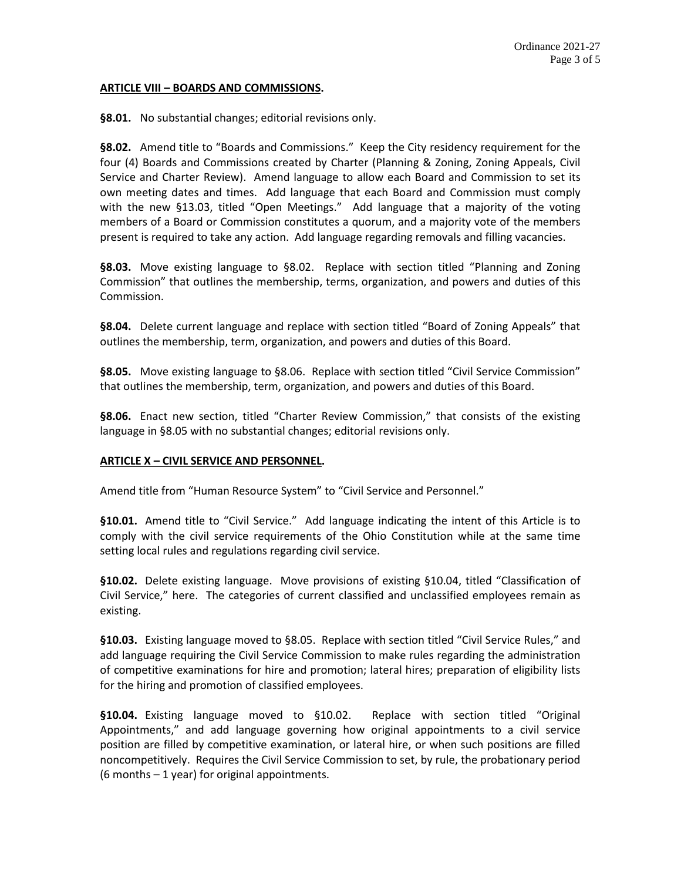**ARTICLE VIII – BOARDS AND COMMISSIONS.**

**§8.01.** No substantial changes; editorial revisions only.

**§8.02.** Amend title to "Boards and Commissions." Keep the City residency requirement for the four (4) Boards and Commissions created by Charter (Planning & Zoning, Zoning Appeals, Civil Service and Charter Review). Amend language to allow each Board and Commission to set its own meeting dates and times. Add language that each Board and Commission must comply with the new §13.03, titled "Open Meetings." Add language that a majority of the voting members of a Board or Commission constitutes a quorum, and a majority vote of the members present is required to take any action. Add language regarding removals and filling vacancies.

**§8.03.** Move existing language to §8.02. Replace with section titled "Planning and Zoning Commission" that outlines the membership, terms, organization, and powers and duties of this Commission.

**§8.04.** Delete current language and replace with section titled "Board of Zoning Appeals" that outlines the membership, term, organization, and powers and duties of this Board.

**§8.05.** Move existing language to §8.06. Replace with section titled "Civil Service Commission" that outlines the membership, term, organization, and powers and duties of this Board.

**§8.06.** Enact new section, titled "Charter Review Commission," that consists of the existing language in §8.05 with no substantial changes; editorial revisions only.

**ARTICLE X – CIVIL SERVICE AND PERSONNEL.**

Amend title from "Human Resource System" to "Civil Service and Personnel."

**§10.01.** Amend title to "Civil Service." Add language indicating the intent of this Article is to comply with the civil service requirements of the Ohio Constitution while at the same time setting local rules and regulations regarding civil service.

**§10.02.** Delete existing language. Move provisions of existing §10.04, titled "Classification of Civil Service," here. The categories of current classified and unclassified employees remain as existing.

**§10.03.** Existing language moved to §8.05. Replace with section titled "Civil Service Rules," and add language requiring the Civil Service Commission to make rules regarding the administration of competitive examinations for hire and promotion; lateral hires; preparation of eligibility lists for the hiring and promotion of classified employees.

**§10.04.** Existing language moved to §10.02. Replace with section titled "Original Appointments," and add language governing how original appointments to a civil service position are filled by competitive examination, or lateral hire, or when such positions are filled noncompetitively. Requires the Civil Service Commission to set, by rule, the probationary period (6 months – 1 year) for original appointments.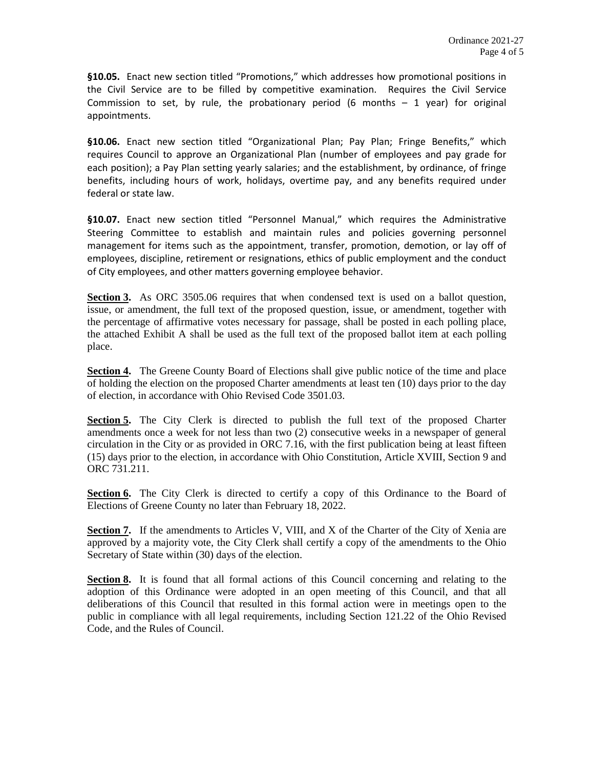**§10.05.** Enact new section titled "Promotions," which addresses how promotional positions in the Civil Service are to be filled by competitive examination. Requires the Civil Service Commission to set, by rule, the probationary period (6 months – 1 year) for original appointments.

**§10.06.** Enact new section titled "Organizational Plan; Pay Plan; Fringe Benefits," which requires Council to approve an Organizational Plan (number of employees and pay grade for each position); a Pay Plan setting yearly salaries; and the establishment, by ordinance, of fringe benefits, including hours of work, holidays, overtime pay, and any benefits required under federal or state law.

**§10.07.** Enact new section titled "Personnel Manual," which requires the Administrative Steering Committee to establish and maintain rules and policies governing personnel management for items such as the appointment, transfer, promotion, demotion, or lay off of employees, discipline, retirement or resignations, ethics of public employment and the conduct of City employees, and other matters governing employee behavior.

**Section 3.** As ORC 3505.06 requires that when condensed text is used on a ballot question, issue, or amendment, the full text of the proposed question, issue, or amendment, together with the percentage of affirmative votes necessary for passage, shall be posted in each polling place, the attached Exhibit A shall be used as the full text of the proposed ballot item at each polling place.

**Section 4.** The Greene County Board of Elections shall give public notice of the time and place of holding the election on the proposed Charter amendments at least ten (10) days prior to the day of election, in accordance with Ohio Revised Code 3501.03.

**Section 5.** The City Clerk is directed to publish the full text of the proposed Charter amendments once a week for not less than two (2) consecutive weeks in a newspaper of general circulation in the City or as provided in ORC 7.16, with the first publication being at least fifteen (15) days prior to the election, in accordance with Ohio Constitution, Article XVIII, Section 9 and ORC 731.211.

**Section 6.** The City Clerk is directed to certify a copy of this Ordinance to the Board of Elections of Greene County no later than February 18, 2022.

**Section 7.** If the amendments to Articles V, VIII, and X of the Charter of the City of Xenia are approved by a majority vote, the City Clerk shall certify a copy of the amendments to the Ohio Secretary of State within (30) days of the election.

**Section 8.** It is found that all formal actions of this Council concerning and relating to the adoption of this Ordinance were adopted in an open meeting of this Council, and that all deliberations of this Council that resulted in this formal action were in meetings open to the public in compliance with all legal requirements, including Section 121.22 of the Ohio Revised Code, and the Rules of Council.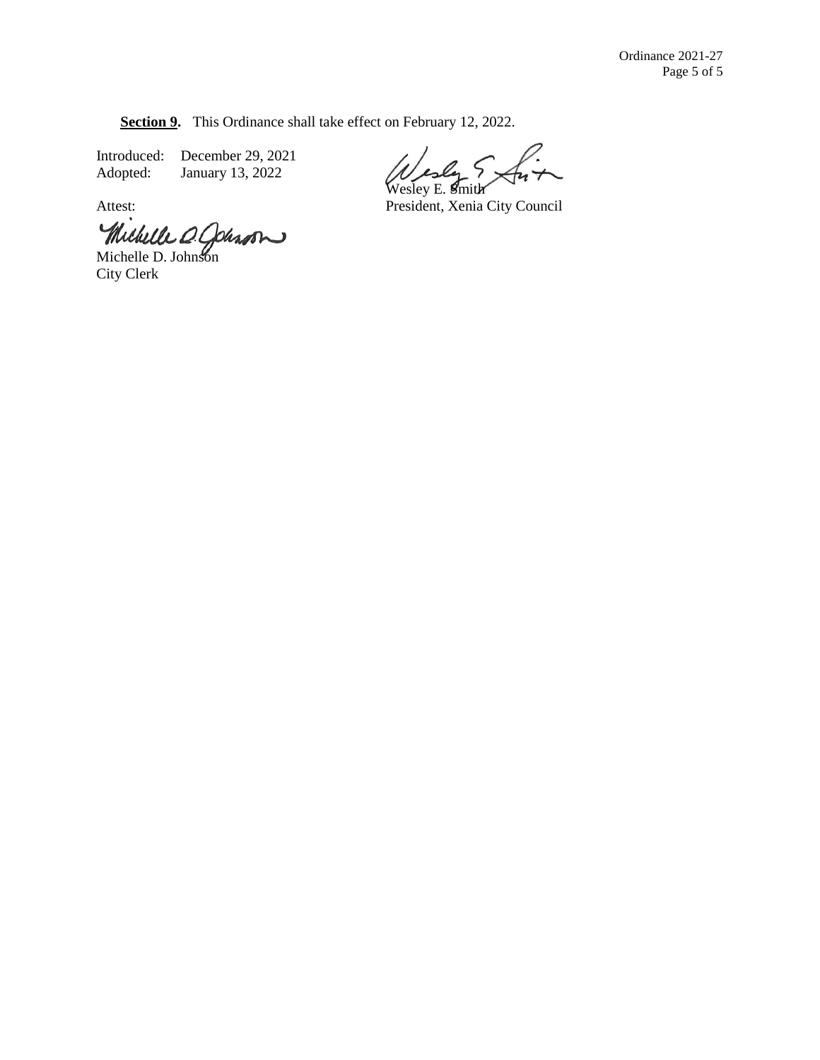**Section 9.** This Ordinance shall take effect on February 12, 2022.

Introduced: December 29, 2021
Adopted: January 13, 2022

Wesley E. Smith
President, Xenia City Council

Attest:

Michelle D. Johnson
City Clerk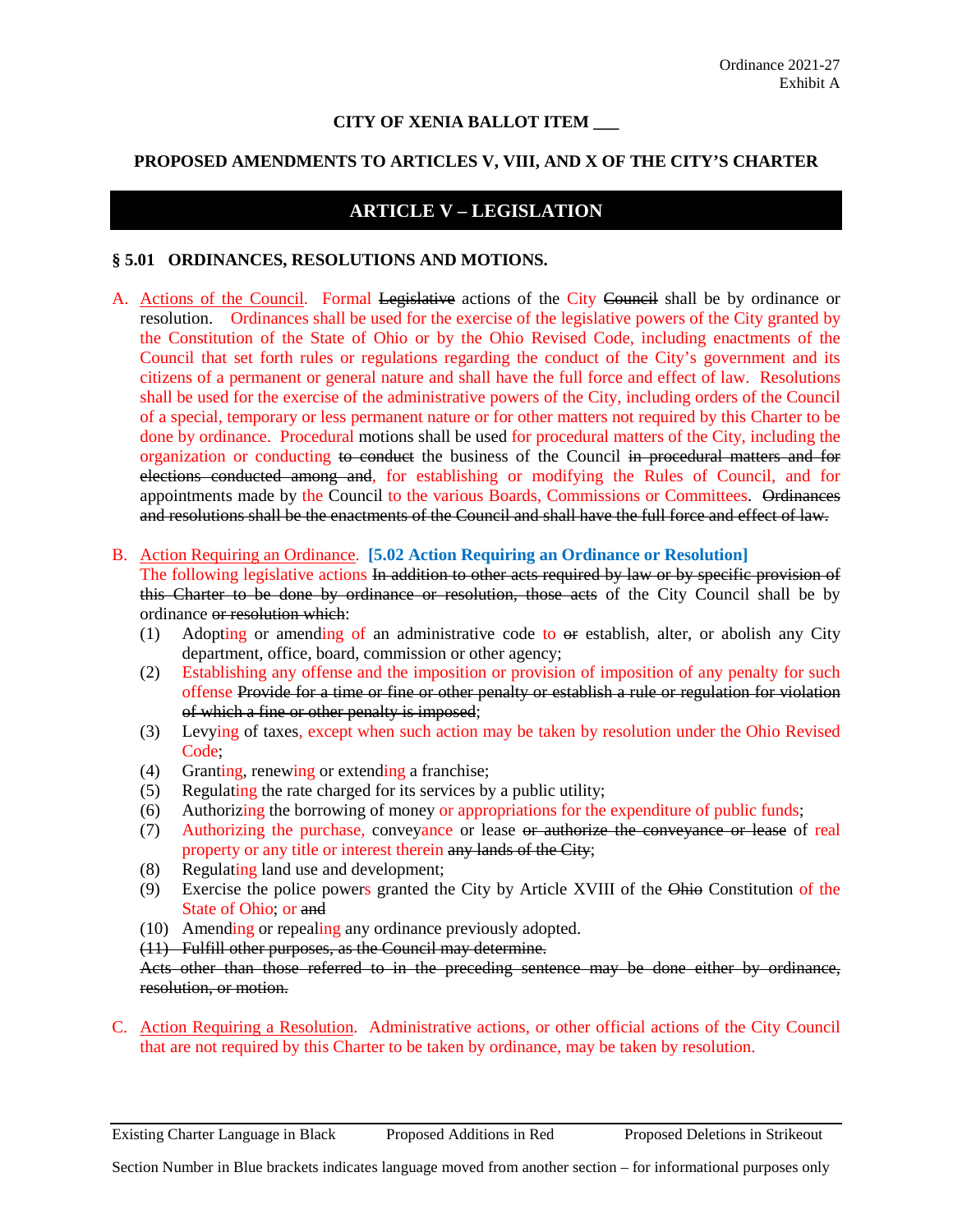**CITY OF XENIA BALLOT ITEM \_\_\_**

**PROPOSED AMENDMENTS TO ARTICLES V, VIII, AND X OF THE CITY'S CHARTER**

## ARTICLE V – LEGISLATION

### § 5.01 ORDINANCES, RESOLUTIONS AND MOTIONS.

A. Actions of the Council. Formal ~~Legislative~~ actions of the City ~~Council~~ shall be by ordinance or resolution. Ordinances shall be used for the exercise of the legislative powers of the City granted by the Constitution of the State of Ohio or by the Ohio Revised Code, including enactments of the Council that set forth rules or regulations regarding the conduct of the City's government and its citizens of a permanent or general nature and shall have the full force and effect of law. Resolutions shall be used for the exercise of the administrative powers of the City, including orders of the Council of a special, temporary or less permanent nature or for other matters not required by this Charter to be done by ordinance. Procedural motions shall be used for procedural matters of the City, including the organization or conducting ~~to conduct~~ the business of the Council ~~in procedural matters and for elections conducted among and~~, for establishing or modifying the Rules of Council, and for appointments made by the Council to the various Boards, Commissions or Committees. ~~Ordinances and resolutions shall be the enactments of the Council and shall have the full force and effect of law.~~

B. Action Requiring an Ordinance. **[5.02 Action Requiring an Ordinance or Resolution]**
The following legislative actions ~~In addition to other acts required by law or by specific provision of this Charter to be done by ordinance or resolution, those acts~~ of the City Council shall be by ordinance ~~or resolution which~~:

(1) Adopting or amending of an administrative code to ~~or~~ establish, alter, or abolish any City department, office, board, commission or other agency;
(2) Establishing any offense and the imposition or provision of imposition of any penalty for such offense ~~Provide for a time or fine or other penalty or establish a rule or regulation for violation of which a fine or other penalty is imposed~~;
(3) Levying of taxes, except when such action may be taken by resolution under the Ohio Revised Code;
(4) Granting, renewing or extending a franchise;
(5) Regulating the rate charged for its services by a public utility;
(6) Authorizing the borrowing of money or appropriations for the expenditure of public funds;
(7) Authorizing the purchase, conveyance or lease ~~or authorize the conveyance or lease~~ of real property or any title or interest therein ~~any lands of the City~~;
(8) Regulating land use and development;
(9) Exercise the police powers granted the City by Article XVIII of the ~~Ohio~~ Constitution of the State of Ohio; or ~~and~~
(10) Amending or repealing any ordinance previously adopted.
~~(11) Fulfill other purposes, as the Council may determine.~~

~~Acts other than those referred to in the preceding sentence may be done either by ordinance, resolution, or motion.~~

C. Action Requiring a Resolution. Administrative actions, or other official actions of the City Council that are not required by this Charter to be taken by ordinance, may be taken by resolution.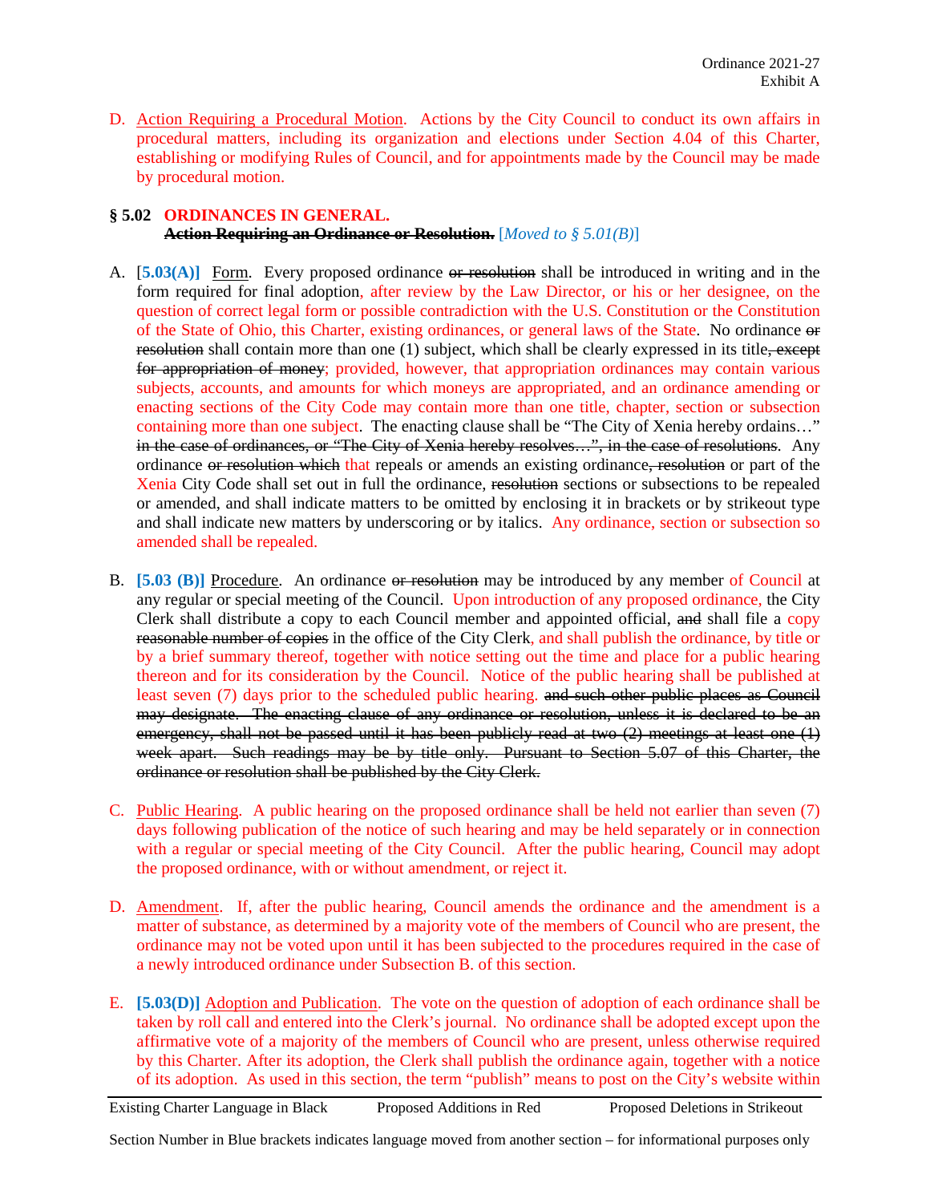D. Action Requiring a Procedural Motion. Actions by the City Council to conduct its own affairs in procedural matters, including its organization and elections under Section 4.04 of this Charter, establishing or modifying Rules of Council, and for appointments made by the Council may be made by procedural motion.

### § 5.02 ORDINANCES IN GENERAL.

~~**Action Requiring an Ordinance or Resolution.**~~ [*Moved to § 5.01(B)*]

A. [**5.03(A)**] Form. Every proposed ordinance ~~or resolution~~ shall be introduced in writing and in the form required for final adoption, after review by the Law Director, or his or her designee, on the question of correct legal form or possible contradiction with the U.S. Constitution or the Constitution of the State of Ohio, this Charter, existing ordinances, or general laws of the State. No ordinance ~~or resolution~~ shall contain more than one (1) subject, which shall be clearly expressed in its title~~, except for appropriation of money~~; provided, however, that appropriation ordinances may contain various subjects, accounts, and amounts for which moneys are appropriated, and an ordinance amending or enacting sections of the City Code may contain more than one title, chapter, section or subsection containing more than one subject. The enacting clause shall be "The City of Xenia hereby ordains…" ~~in the case of ordinances, or "The City of Xenia hereby resolves…", in the case of resolutions~~. Any ordinance ~~or resolution which~~ that repeals or amends an existing ordinance~~, resolution~~ or part of the Xenia City Code shall set out in full the ordinance, ~~resolution~~ sections or subsections to be repealed or amended, and shall indicate matters to be omitted by enclosing it in brackets or by strikeout type and shall indicate new matters by underscoring or by italics. Any ordinance, section or subsection so amended shall be repealed.

B. **[5.03 (B)]** Procedure. An ordinance ~~or resolution~~ may be introduced by any member of Council at any regular or special meeting of the Council. Upon introduction of any proposed ordinance, the City Clerk shall distribute a copy to each Council member and appointed official, ~~and~~ shall file a copy ~~reasonable number of copies~~ in the office of the City Clerk, and shall publish the ordinance, by title or by a brief summary thereof, together with notice setting out the time and place for a public hearing thereon and for its consideration by the Council. Notice of the public hearing shall be published at least seven (7) days prior to the scheduled public hearing. ~~and such other public places as Council may designate. The enacting clause of any ordinance or resolution, unless it is declared to be an emergency, shall not be passed until it has been publicly read at two (2) meetings at least one (1) week apart. Such readings may be by title only. Pursuant to Section 5.07 of this Charter, the ordinance or resolution shall be published by the City Clerk.~~

C. Public Hearing. A public hearing on the proposed ordinance shall be held not earlier than seven (7) days following publication of the notice of such hearing and may be held separately or in connection with a regular or special meeting of the City Council. After the public hearing, Council may adopt the proposed ordinance, with or without amendment, or reject it.

D. Amendment. If, after the public hearing, Council amends the ordinance and the amendment is a matter of substance, as determined by a majority vote of the members of Council who are present, the ordinance may not be voted upon until it has been subjected to the procedures required in the case of a newly introduced ordinance under Subsection B. of this section.

E. **[5.03(D)]** Adoption and Publication. The vote on the question of adoption of each ordinance shall be taken by roll call and entered into the Clerk's journal. No ordinance shall be adopted except upon the affirmative vote of a majority of the members of Council who are present, unless otherwise required by this Charter. After its adoption, the Clerk shall publish the ordinance again, together with a notice of its adoption. As used in this section, the term "publish" means to post on the City's website within

Existing Charter Language in Black | Proposed Additions in Red | Proposed Deletions in Strikeout

Section Number in Blue brackets indicates language moved from another section – for informational purposes only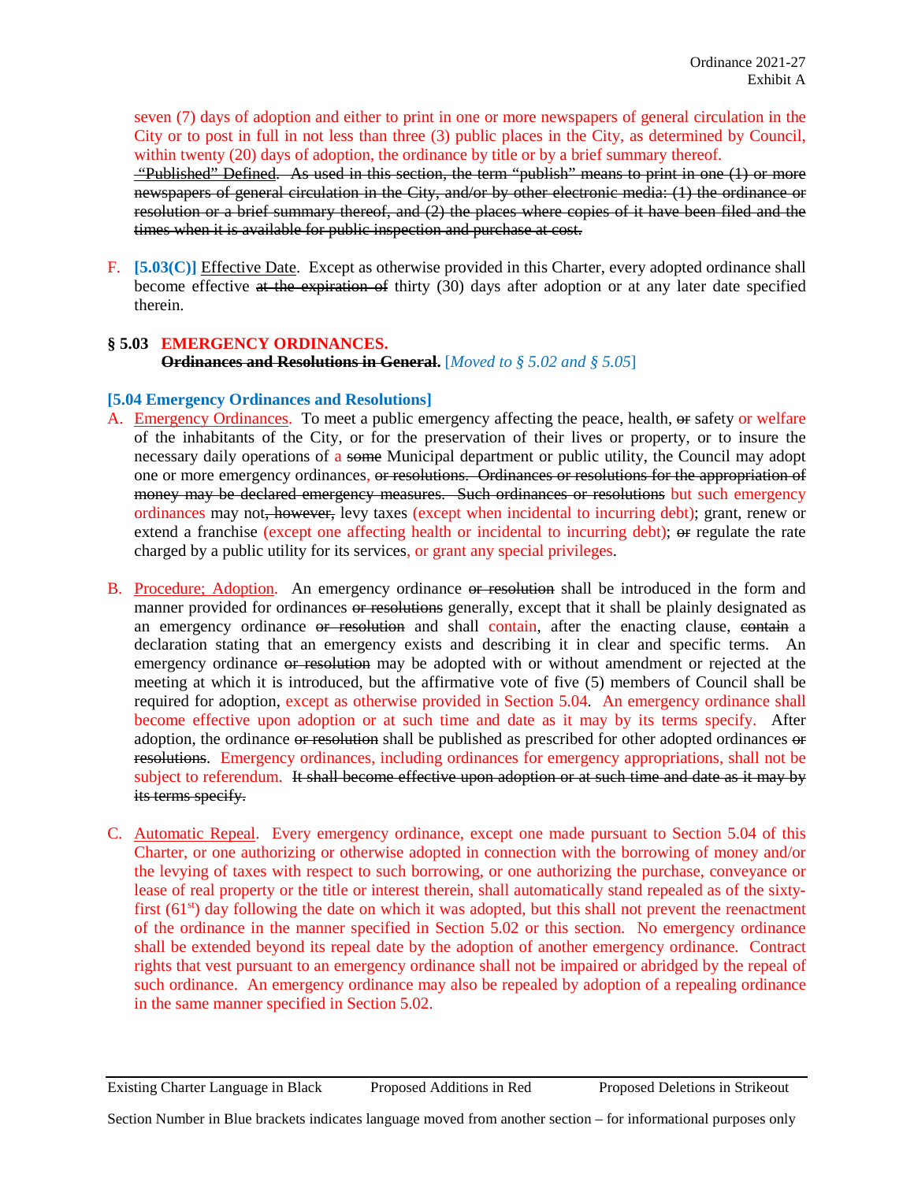seven (7) days of adoption and either to print in one or more newspapers of general circulation in the City or to post in full in not less than three (3) public places in the City, as determined by Council, within twenty (20) days of adoption, the ordinance by title or by a brief summary thereof.

~~"Published" Defined. As used in this section, the term "publish" means to print in one (1) or more newspapers of general circulation in the City, and/or by other electronic media: (1) the ordinance or resolution or a brief summary thereof, and (2) the places where copies of it have been filed and the times when it is available for public inspection and purchase at cost.~~

F. **[5.03(C)]** Effective Date. Except as otherwise provided in this Charter, every adopted ordinance shall become effective ~~at the expiration of~~ thirty (30) days after adoption or at any later date specified therein.

### § 5.03 EMERGENCY ORDINANCES.

~~**Ordinances and Resolutions in General.**~~ [*Moved to § 5.02 and § 5.05*]

### [5.04 Emergency Ordinances and Resolutions]

A. Emergency Ordinances. To meet a public emergency affecting the peace, health, ~~or~~ safety or welfare of the inhabitants of the City, or for the preservation of their lives or property, or to insure the necessary daily operations of a ~~some~~ Municipal department or public utility, the Council may adopt one or more emergency ordinances, ~~or resolutions. Ordinances or resolutions for the appropriation of money may be declared emergency measures. Such ordinances or resolutions~~ but such emergency ordinances may not~~, however,~~ levy taxes (except when incidental to incurring debt); grant, renew or extend a franchise (except one affecting health or incidental to incurring debt); ~~or~~ regulate the rate charged by a public utility for its services, or grant any special privileges.

B. Procedure; Adoption. An emergency ordinance ~~or resolution~~ shall be introduced in the form and manner provided for ordinances ~~or resolutions~~ generally, except that it shall be plainly designated as an emergency ordinance ~~or resolution~~ and shall contain, after the enacting clause, ~~contain~~ a declaration stating that an emergency exists and describing it in clear and specific terms. An emergency ordinance ~~or resolution~~ may be adopted with or without amendment or rejected at the meeting at which it is introduced, but the affirmative vote of five (5) members of Council shall be required for adoption, except as otherwise provided in Section 5.04. An emergency ordinance shall become effective upon adoption or at such time and date as it may by its terms specify. After adoption, the ordinance ~~or resolution~~ shall be published as prescribed for other adopted ordinances ~~or resolutions~~. Emergency ordinances, including ordinances for emergency appropriations, shall not be subject to referendum. ~~It shall become effective upon adoption or at such time and date as it may by its terms specify.~~

C. Automatic Repeal. Every emergency ordinance, except one made pursuant to Section 5.04 of this Charter, or one authorizing or otherwise adopted in connection with the borrowing of money and/or the levying of taxes with respect to such borrowing, or one authorizing the purchase, conveyance or lease of real property or the title or interest therein, shall automatically stand repealed as of the sixty-first (61st) day following the date on which it was adopted, but this shall not prevent the reenactment of the ordinance in the manner specified in Section 5.02 or this section. No emergency ordinance shall be extended beyond its repeal date by the adoption of another emergency ordinance. Contract rights that vest pursuant to an emergency ordinance shall not be impaired or abridged by the repeal of such ordinance. An emergency ordinance may also be repealed by adoption of a repealing ordinance in the same manner specified in Section 5.02.

Existing Charter Language in Black | Proposed Additions in Red | Proposed Deletions in Strikeout

Section Number in Blue brackets indicates language moved from another section – for informational purposes only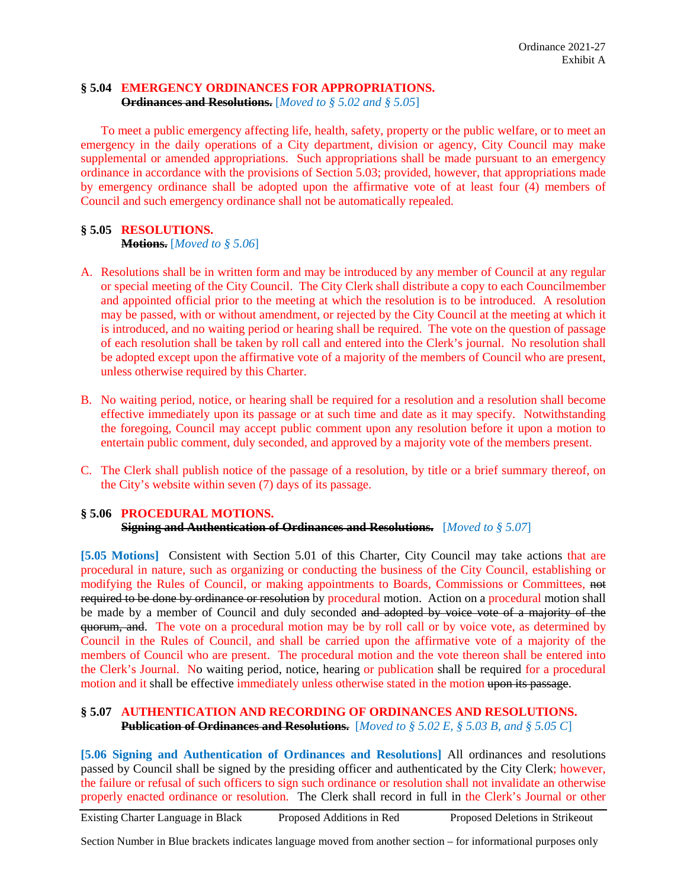Ordinance 2021-27
Exhibit A

### § 5.04 EMERGENCY ORDINANCES FOR APPROPRIATIONS.
~~**Ordinances and Resolutions.**~~ [*Moved to § 5.02 and § 5.05*]

To meet a public emergency affecting life, health, safety, property or the public welfare, or to meet an emergency in the daily operations of a City department, division or agency, City Council may make supplemental or amended appropriations. Such appropriations shall be made pursuant to an emergency ordinance in accordance with the provisions of Section 5.03; provided, however, that appropriations made by emergency ordinance shall be adopted upon the affirmative vote of at least four (4) members of Council and such emergency ordinance shall not be automatically repealed.

### § 5.05 RESOLUTIONS.
~~**Motions.**~~ [*Moved to § 5.06*]

A. Resolutions shall be in written form and may be introduced by any member of Council at any regular or special meeting of the City Council. The City Clerk shall distribute a copy to each Councilmember and appointed official prior to the meeting at which the resolution is to be introduced. A resolution may be passed, with or without amendment, or rejected by the City Council at the meeting at which it is introduced, and no waiting period or hearing shall be required. The vote on the question of passage of each resolution shall be taken by roll call and entered into the Clerk's journal. No resolution shall be adopted except upon the affirmative vote of a majority of the members of Council who are present, unless otherwise required by this Charter.

B. No waiting period, notice, or hearing shall be required for a resolution and a resolution shall become effective immediately upon its passage or at such time and date as it may specify. Notwithstanding the foregoing, Council may accept public comment upon any resolution before it upon a motion to entertain public comment, duly seconded, and approved by a majority vote of the members present.

C. The Clerk shall publish notice of the passage of a resolution, by title or a brief summary thereof, on the City's website within seven (7) days of its passage.

### § 5.06 PROCEDURAL MOTIONS.
~~**Signing and Authentication of Ordinances and Resolutions.**~~ [*Moved to § 5.07*]

**[5.05 Motions]** Consistent with Section 5.01 of this Charter, City Council may take actions that are procedural in nature, such as organizing or conducting the business of the City Council, establishing or modifying the Rules of Council, or making appointments to Boards, Commissions or Committees, ~~not required to be done by ordinance or resolution~~ by procedural motion. Action on a procedural motion shall be made by a member of Council and duly seconded ~~and adopted by voice vote of a majority of the quorum, and~~. The vote on a procedural motion may be by roll call or by voice vote, as determined by Council in the Rules of Council, and shall be carried upon the affirmative vote of a majority of the members of Council who are present. The procedural motion and the vote thereon shall be entered into the Clerk's Journal. No waiting period, notice, hearing or publication shall be required for a procedural motion and it shall be effective immediately unless otherwise stated in the motion ~~upon its passage~~.

### § 5.07 AUTHENTICATION AND RECORDING OF ORDINANCES AND RESOLUTIONS.
~~**Publication of Ordinances and Resolutions.**~~ [*Moved to § 5.02 E, § 5.03 B, and § 5.05 C*]

**[5.06 Signing and Authentication of Ordinances and Resolutions]** All ordinances and resolutions passed by Council shall be signed by the presiding officer and authenticated by the City Clerk; however, the failure or refusal of such officers to sign such ordinance or resolution shall not invalidate an otherwise properly enacted ordinance or resolution. The Clerk shall record in full in the Clerk's Journal or other

Existing Charter Language in Black    Proposed Additions in Red    Proposed Deletions in Strikeout

Section Number in Blue brackets indicates language moved from another section – for informational purposes only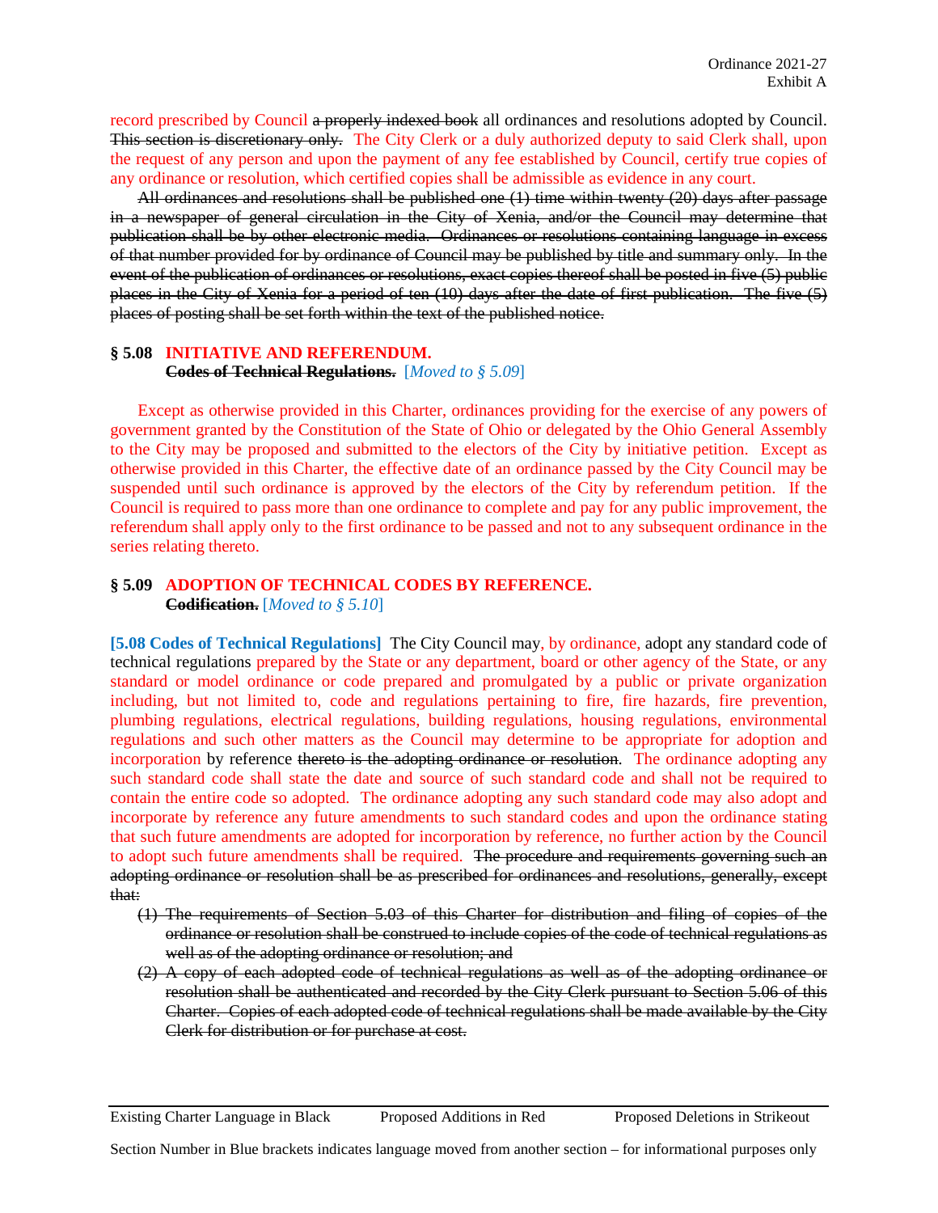record prescribed by Council ~~a properly indexed book~~ all ordinances and resolutions adopted by Council. ~~This section is discretionary only.~~ The City Clerk or a duly authorized deputy to said Clerk shall, upon the request of any person and upon the payment of any fee established by Council, certify true copies of any ordinance or resolution, which certified copies shall be admissible as evidence in any court.

~~All ordinances and resolutions shall be published one (1) time within twenty (20) days after passage in a newspaper of general circulation in the City of Xenia, and/or the Council may determine that publication shall be by other electronic media. Ordinances or resolutions containing language in excess of that number provided for by ordinance of Council may be published by title and summary only. In the event of the publication of ordinances or resolutions, exact copies thereof shall be posted in five (5) public places in the City of Xenia for a period of ten (10) days after the date of first publication. The five (5) places of posting shall be set forth within the text of the published notice.~~

### § 5.08 INITIATIVE AND REFERENDUM.

~~**Codes of Technical Regulations.**~~ [*Moved to § 5.09*]

Except as otherwise provided in this Charter, ordinances providing for the exercise of any powers of government granted by the Constitution of the State of Ohio or delegated by the Ohio General Assembly to the City may be proposed and submitted to the electors of the City by initiative petition. Except as otherwise provided in this Charter, the effective date of an ordinance passed by the City Council may be suspended until such ordinance is approved by the electors of the City by referendum petition. If the Council is required to pass more than one ordinance to complete and pay for any public improvement, the referendum shall apply only to the first ordinance to be passed and not to any subsequent ordinance in the series relating thereto.

### § 5.09 ADOPTION OF TECHNICAL CODES BY REFERENCE.

~~**Codification.**~~ [*Moved to § 5.10*]

**[5.08 Codes of Technical Regulations]** The City Council may, by ordinance, adopt any standard code of technical regulations prepared by the State or any department, board or other agency of the State, or any standard or model ordinance or code prepared and promulgated by a public or private organization including, but not limited to, code and regulations pertaining to fire, fire hazards, fire prevention, plumbing regulations, electrical regulations, building regulations, housing regulations, environmental regulations and such other matters as the Council may determine to be appropriate for adoption and incorporation by reference ~~thereto is the adopting ordinance or resolution~~. The ordinance adopting any such standard code shall state the date and source of such standard code and shall not be required to contain the entire code so adopted. The ordinance adopting any such standard code may also adopt and incorporate by reference any future amendments to such standard codes and upon the ordinance stating that such future amendments are adopted for incorporation by reference, no further action by the Council to adopt such future amendments shall be required. ~~The procedure and requirements governing such an adopting ordinance or resolution shall be as prescribed for ordinances and resolutions, generally, except that:~~

1. ~~The requirements of Section 5.03 of this Charter for distribution and filing of copies of the ordinance or resolution shall be construed to include copies of the code of technical regulations as well as of the adopting ordinance or resolution; and~~
2. ~~A copy of each adopted code of technical regulations as well as of the adopting ordinance or resolution shall be authenticated and recorded by the City Clerk pursuant to Section 5.06 of this Charter. Copies of each adopted code of technical regulations shall be made available by the City Clerk for distribution or for purchase at cost.~~

Existing Charter Language in Black — Proposed Additions in Red — Proposed Deletions in Strikeout

Section Number in Blue brackets indicates language moved from another section – for informational purposes only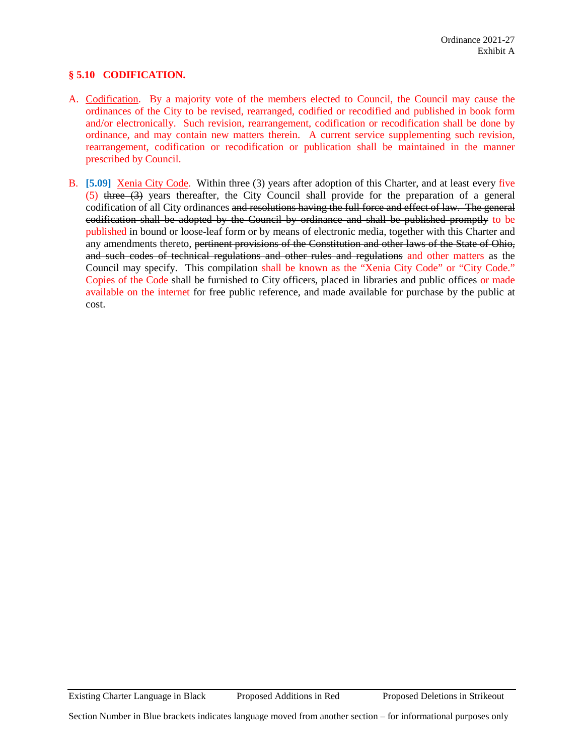## § 5.10 CODIFICATION.

A. Codification. By a majority vote of the members elected to Council, the Council may cause the ordinances of the City to be revised, rearranged, codified or recodified and published in book form and/or electronically. Such revision, rearrangement, codification or recodification shall be done by ordinance, and may contain new matters therein. A current service supplementing such revision, rearrangement, codification or recodification or publication shall be maintained in the manner prescribed by Council.

B. **[5.09]** Xenia City Code. Within three (3) years after adoption of this Charter, and at least every five (5) ~~three (3)~~ years thereafter, the City Council shall provide for the preparation of a general codification of all City ordinances ~~and resolutions having the full force and effect of law. The general codification shall be adopted by the Council by ordinance and shall be published promptly~~ to be published in bound or loose-leaf form or by means of electronic media, together with this Charter and any amendments thereto, ~~pertinent provisions of the Constitution and other laws of the State of Ohio, and such codes of technical regulations and other rules and regulations~~ and other matters as the Council may specify. This compilation shall be known as the "Xenia City Code" or "City Code." Copies of the Code shall be furnished to City officers, placed in libraries and public offices or made available on the internet for free public reference, and made available for purchase by the public at cost.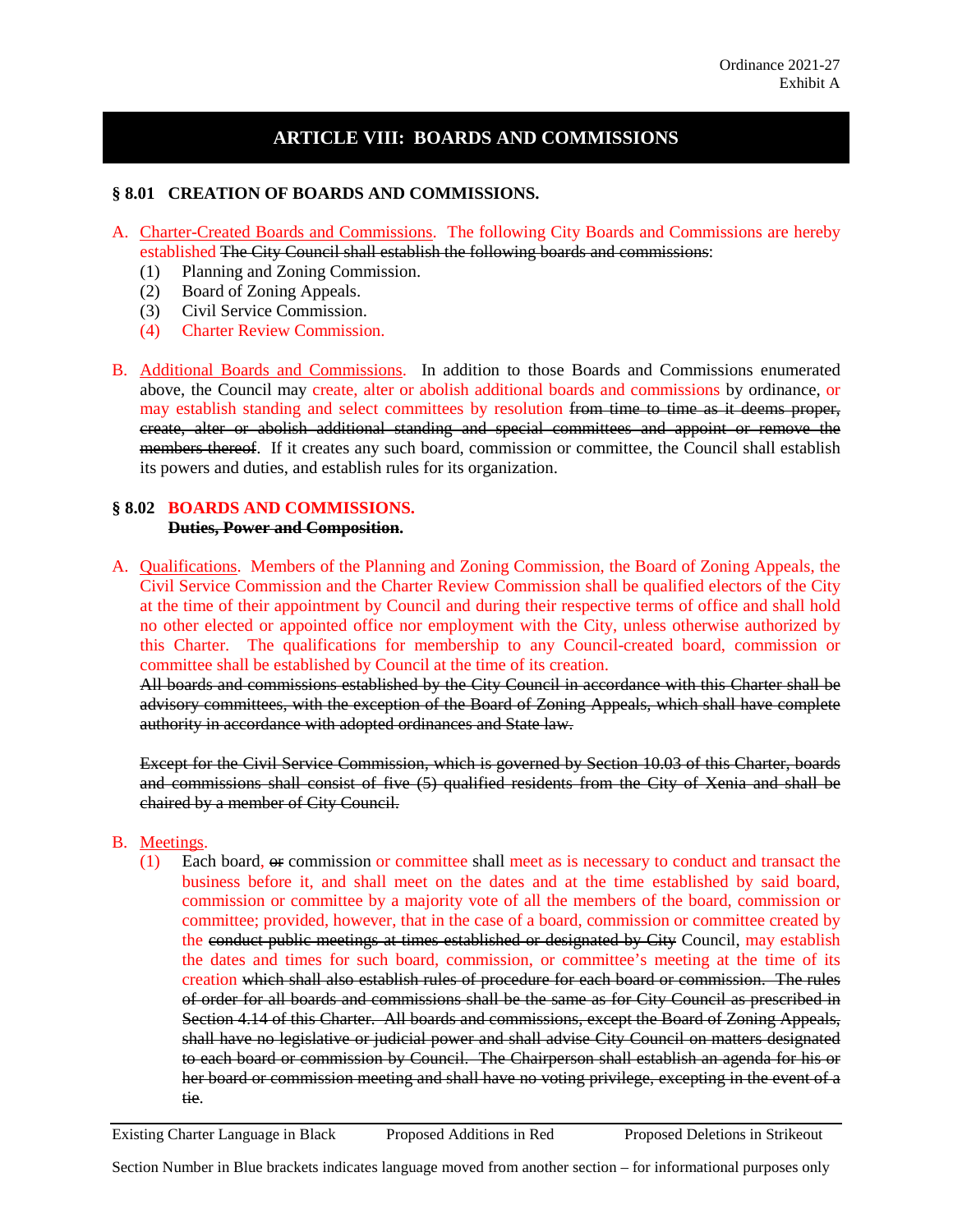# ARTICLE VIII: BOARDS AND COMMISSIONS

## § 8.01 CREATION OF BOARDS AND COMMISSIONS.

A. Charter-Created Boards and Commissions. The following City Boards and Commissions are hereby established ~~The City Council shall establish the following boards and commissions~~:
   (1) Planning and Zoning Commission.
   (2) Board of Zoning Appeals.
   (3) Civil Service Commission.
   (4) Charter Review Commission.

B. Additional Boards and Commissions. In addition to those Boards and Commissions enumerated above, the Council may create, alter or abolish additional boards and commissions by ordinance, or may establish standing and select committees by resolution ~~from time to time as it deems proper, create, alter or abolish additional standing and special committees and appoint or remove the members thereof~~. If it creates any such board, commission or committee, the Council shall establish its powers and duties, and establish rules for its organization.

## § 8.02 BOARDS AND COMMISSIONS.
~~**Duties, Power and Composition.**~~

A. Qualifications. Members of the Planning and Zoning Commission, the Board of Zoning Appeals, the Civil Service Commission and the Charter Review Commission shall be qualified electors of the City at the time of their appointment by Council and during their respective terms of office and shall hold no other elected or appointed office nor employment with the City, unless otherwise authorized by this Charter. The qualifications for membership to any Council-created board, commission or committee shall be established by Council at the time of its creation.
~~All boards and commissions established by the City Council in accordance with this Charter shall be advisory committees, with the exception of the Board of Zoning Appeals, which shall have complete authority in accordance with adopted ordinances and State law.~~

~~Except for the Civil Service Commission, which is governed by Section 10.03 of this Charter, boards and commissions shall consist of five (5) qualified residents from the City of Xenia and shall be chaired by a member of City Council.~~

B. Meetings.
   (1) Each board, ~~or~~ commission or committee shall meet as is necessary to conduct and transact the business before it, and shall meet on the dates and at the time established by said board, commission or committee by a majority vote of all the members of the board, commission or committee; provided, however, that in the case of a board, commission or committee created by the ~~conduct public meetings at times established or designated by City~~ Council, may establish the dates and times for such board, commission, or committee's meeting at the time of its creation ~~which shall also establish rules of procedure for each board or commission. The rules of order for all boards and commissions shall be the same as for City Council as prescribed in Section 4.14 of this Charter. All boards and commissions, except the Board of Zoning Appeals, shall have no legislative or judicial power and shall advise City Council on matters designated to each board or commission by Council. The Chairperson shall establish an agenda for his or her board or commission meeting and shall have no voting privilege, excepting in the event of a tie~~.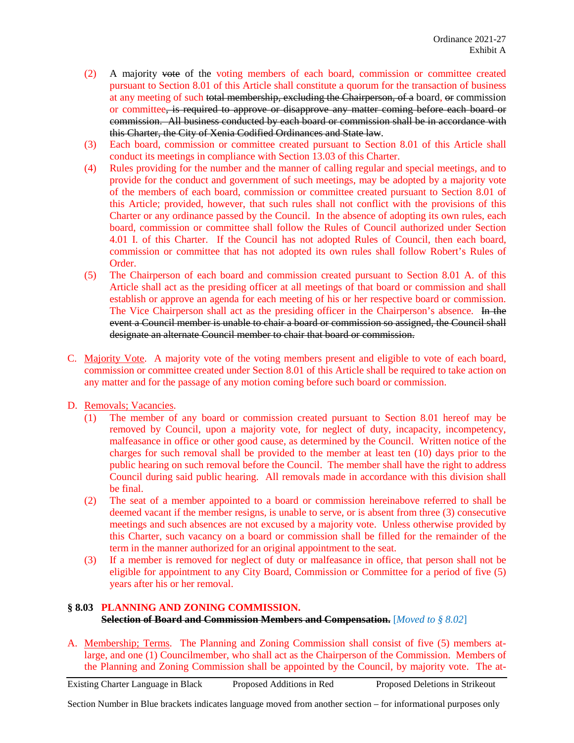(2) A majority ~~vote~~ of the voting members of each board, commission or committee created pursuant to Section 8.01 of this Article shall constitute a quorum for the transaction of business at any meeting of such ~~total membership, excluding the Chairperson, of a~~ board, ~~or~~ commission or committee~~, is required to approve or disapprove any matter coming before each board or commission. All business conducted by each board or commission shall be in accordance with this Charter, the City of Xenia Codified Ordinances and State law~~.

(3) Each board, commission or committee created pursuant to Section 8.01 of this Article shall conduct its meetings in compliance with Section 13.03 of this Charter.

(4) Rules providing for the number and the manner of calling regular and special meetings, and to provide for the conduct and government of such meetings, may be adopted by a majority vote of the members of each board, commission or committee created pursuant to Section 8.01 of this Article; provided, however, that such rules shall not conflict with the provisions of this Charter or any ordinance passed by the Council. In the absence of adopting its own rules, each board, commission or committee shall follow the Rules of Council authorized under Section 4.01 I. of this Charter. If the Council has not adopted Rules of Council, then each board, commission or committee that has not adopted its own rules shall follow Robert's Rules of Order.

(5) The Chairperson of each board and commission created pursuant to Section 8.01 A. of this Article shall act as the presiding officer at all meetings of that board or commission and shall establish or approve an agenda for each meeting of his or her respective board or commission. The Vice Chairperson shall act as the presiding officer in the Chairperson's absence. ~~In the event a Council member is unable to chair a board or commission so assigned, the Council shall designate an alternate Council member to chair that board or commission.~~

C. Majority Vote. A majority vote of the voting members present and eligible to vote of each board, commission or committee created under Section 8.01 of this Article shall be required to take action on any matter and for the passage of any motion coming before such board or commission.

D. Removals; Vacancies.

(1) The member of any board or commission created pursuant to Section 8.01 hereof may be removed by Council, upon a majority vote, for neglect of duty, incapacity, incompetency, malfeasance in office or other good cause, as determined by the Council. Written notice of the charges for such removal shall be provided to the member at least ten (10) days prior to the public hearing on such removal before the Council. The member shall have the right to address Council during said public hearing. All removals made in accordance with this division shall be final.

(2) The seat of a member appointed to a board or commission hereinabove referred to shall be deemed vacant if the member resigns, is unable to serve, or is absent from three (3) consecutive meetings and such absences are not excused by a majority vote. Unless otherwise provided by this Charter, such vacancy on a board or commission shall be filled for the remainder of the term in the manner authorized for an original appointment to the seat.

(3) If a member is removed for neglect of duty or malfeasance in office, that person shall not be eligible for appointment to any City Board, Commission or Committee for a period of five (5) years after his or her removal.

## § 8.03 PLANNING AND ZONING COMMISSION.
**~~Selection of Board and Commission Members and Compensation.~~** [*Moved to § 8.02*]

A. Membership; Terms. The Planning and Zoning Commission shall consist of five (5) members at-large, and one (1) Councilmember, who shall act as the Chairperson of the Commission. Members of the Planning and Zoning Commission shall be appointed by the Council, by majority vote. The at-

Existing Charter Language in Black — Proposed Additions in Red — Proposed Deletions in Strikeout

Section Number in Blue brackets indicates language moved from another section – for informational purposes only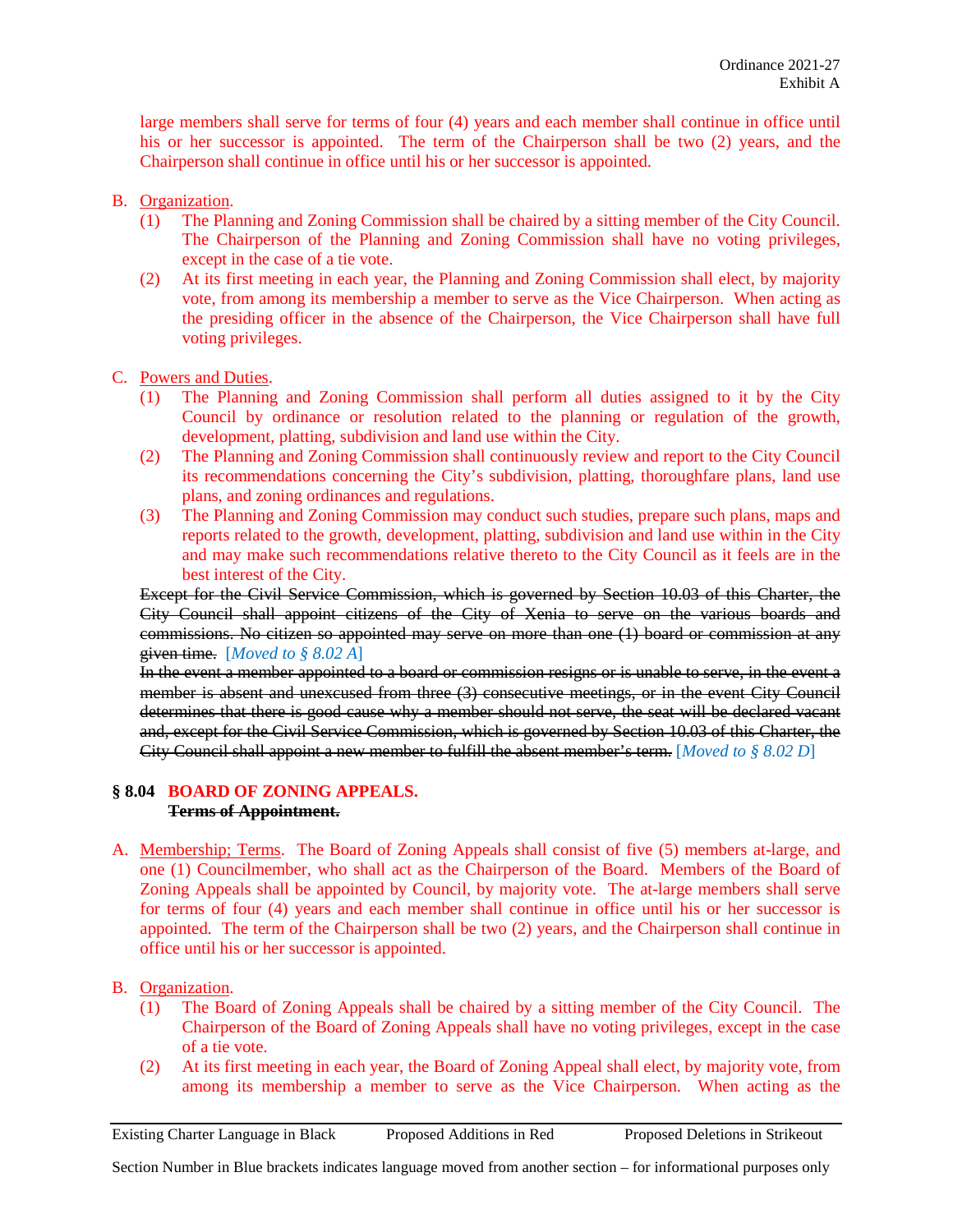large members shall serve for terms of four (4) years and each member shall continue in office until his or her successor is appointed. The term of the Chairperson shall be two (2) years, and the Chairperson shall continue in office until his or her successor is appointed.

B. Organization.
   (1) The Planning and Zoning Commission shall be chaired by a sitting member of the City Council. The Chairperson of the Planning and Zoning Commission shall have no voting privileges, except in the case of a tie vote.
   (2) At its first meeting in each year, the Planning and Zoning Commission shall elect, by majority vote, from among its membership a member to serve as the Vice Chairperson. When acting as the presiding officer in the absence of the Chairperson, the Vice Chairperson shall have full voting privileges.

C. Powers and Duties.
   (1) The Planning and Zoning Commission shall perform all duties assigned to it by the City Council by ordinance or resolution related to the planning or regulation of the growth, development, platting, subdivision and land use within the City.
   (2) The Planning and Zoning Commission shall continuously review and report to the City Council its recommendations concerning the City's subdivision, platting, thoroughfare plans, land use plans, and zoning ordinances and regulations.
   (3) The Planning and Zoning Commission may conduct such studies, prepare such plans, maps and reports related to the growth, development, platting, subdivision and land use within the City and may make such recommendations relative thereto to the City Council as it feels are in the best interest of the City.

~~Except for the Civil Service Commission, which is governed by Section 10.03 of this Charter, the City Council shall appoint citizens of the City of Xenia to serve on the various boards and commissions. No citizen so appointed may serve on more than one (1) board or commission at any given time.~~ [*Moved to § 8.02 A*]

~~In the event a member appointed to a board or commission resigns or is unable to serve, in the event a member is absent and unexcused from three (3) consecutive meetings, or in the event City Council determines that there is good cause why a member should not serve, the seat will be declared vacant and, except for the Civil Service Commission, which is governed by Section 10.03 of this Charter, the City Council shall appoint a new member to fulfill the absent member's term.~~ [*Moved to § 8.02 D*]

### § 8.04 BOARD OF ZONING APPEALS.
~~**Terms of Appointment.**~~

A. Membership; Terms. The Board of Zoning Appeals shall consist of five (5) members at-large, and one (1) Councilmember, who shall act as the Chairperson of the Board. Members of the Board of Zoning Appeals shall be appointed by Council, by majority vote. The at-large members shall serve for terms of four (4) years and each member shall continue in office until his or her successor is appointed. The term of the Chairperson shall be two (2) years, and the Chairperson shall continue in office until his or her successor is appointed.

B. Organization.
   (1) The Board of Zoning Appeals shall be chaired by a sitting member of the City Council. The Chairperson of the Board of Zoning Appeals shall have no voting privileges, except in the case of a tie vote.
   (2) At its first meeting in each year, the Board of Zoning Appeal shall elect, by majority vote, from among its membership a member to serve as the Vice Chairperson. When acting as the

Existing Charter Language in Black    Proposed Additions in Red    Proposed Deletions in Strikeout

Section Number in Blue brackets indicates language moved from another section – for informational purposes only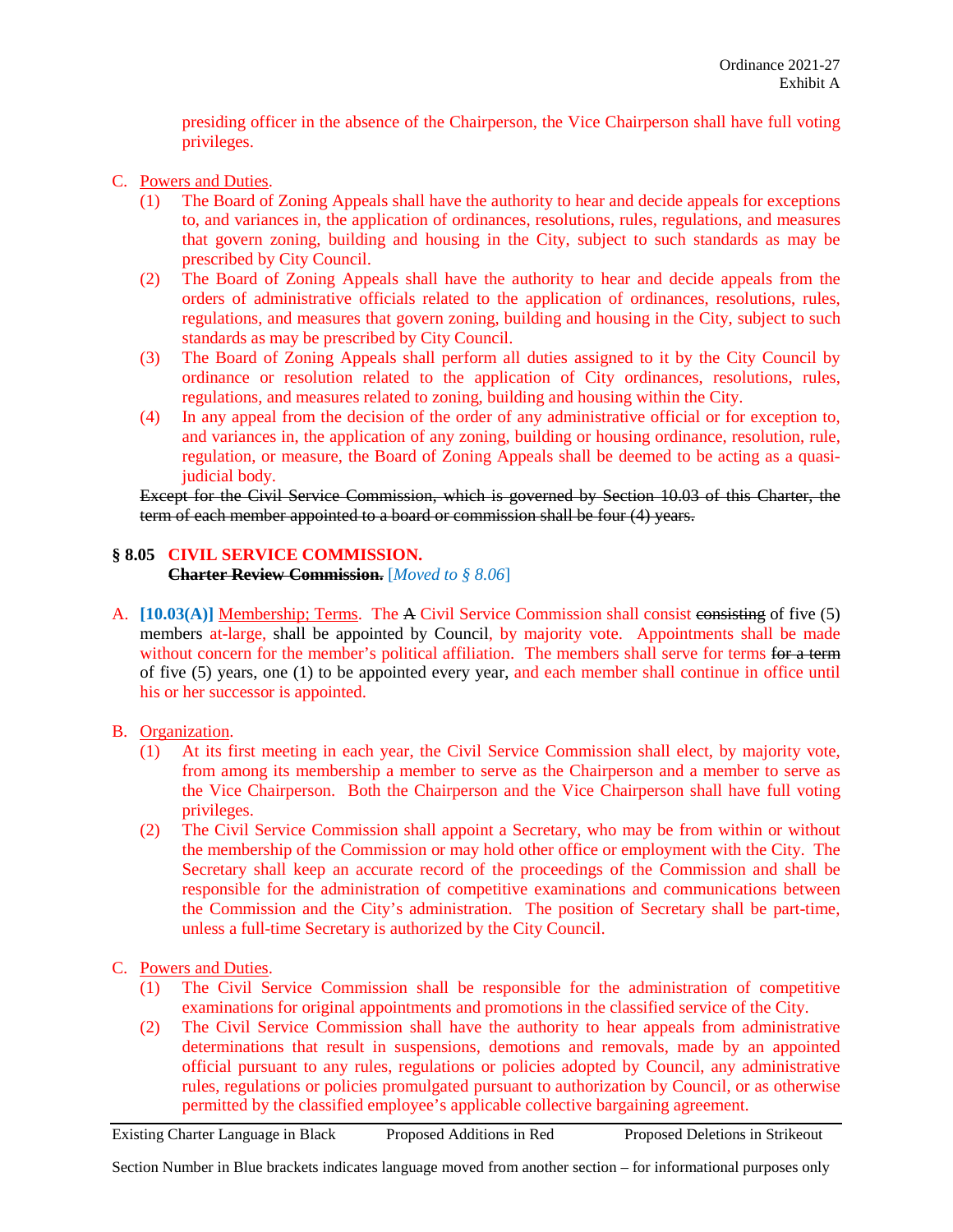presiding officer in the absence of the Chairperson, the Vice Chairperson shall have full voting privileges.

C. Powers and Duties.
   (1) The Board of Zoning Appeals shall have the authority to hear and decide appeals for exceptions to, and variances in, the application of ordinances, resolutions, rules, regulations, and measures that govern zoning, building and housing in the City, subject to such standards as may be prescribed by City Council.
   (2) The Board of Zoning Appeals shall have the authority to hear and decide appeals from the orders of administrative officials related to the application of ordinances, resolutions, rules, regulations, and measures that govern zoning, building and housing in the City, subject to such standards as may be prescribed by City Council.
   (3) The Board of Zoning Appeals shall perform all duties assigned to it by the City Council by ordinance or resolution related to the application of City ordinances, resolutions, rules, regulations, and measures related to zoning, building and housing within the City.
   (4) In any appeal from the decision of the order of any administrative official or for exception to, and variances in, the application of any zoning, building or housing ordinance, resolution, rule, regulation, or measure, the Board of Zoning Appeals shall be deemed to be acting as a quasi-judicial body.

~~Except for the Civil Service Commission, which is governed by Section 10.03 of this Charter, the term of each member appointed to a board or commission shall be four (4) years.~~

## § 8.05 CIVIL SERVICE COMMISSION.
~~**Charter Review Commission.**~~ [*Moved to § 8.06*]

A. **[10.03(A)]** Membership; Terms. The ~~A~~ Civil Service Commission shall consist ~~consisting~~ of five (5) members at-large, shall be appointed by Council, by majority vote. Appointments shall be made without concern for the member's political affiliation. The members shall serve for terms ~~for a term~~ of five (5) years, one (1) to be appointed every year, and each member shall continue in office until his or her successor is appointed.

B. Organization.
   (1) At its first meeting in each year, the Civil Service Commission shall elect, by majority vote, from among its membership a member to serve as the Chairperson and a member to serve as the Vice Chairperson. Both the Chairperson and the Vice Chairperson shall have full voting privileges.
   (2) The Civil Service Commission shall appoint a Secretary, who may be from within or without the membership of the Commission or may hold other office or employment with the City. The Secretary shall keep an accurate record of the proceedings of the Commission and shall be responsible for the administration of competitive examinations and communications between the Commission and the City's administration. The position of Secretary shall be part-time, unless a full-time Secretary is authorized by the City Council.

C. Powers and Duties.
   (1) The Civil Service Commission shall be responsible for the administration of competitive examinations for original appointments and promotions in the classified service of the City.
   (2) The Civil Service Commission shall have the authority to hear appeals from administrative determinations that result in suspensions, demotions and removals, made by an appointed official pursuant to any rules, regulations or policies adopted by Council, any administrative rules, regulations or policies promulgated pursuant to authorization by Council, or as otherwise permitted by the classified employee's applicable collective bargaining agreement.

Existing Charter Language in Black | Proposed Additions in Red | Proposed Deletions in Strikeout

Section Number in Blue brackets indicates language moved from another section – for informational purposes only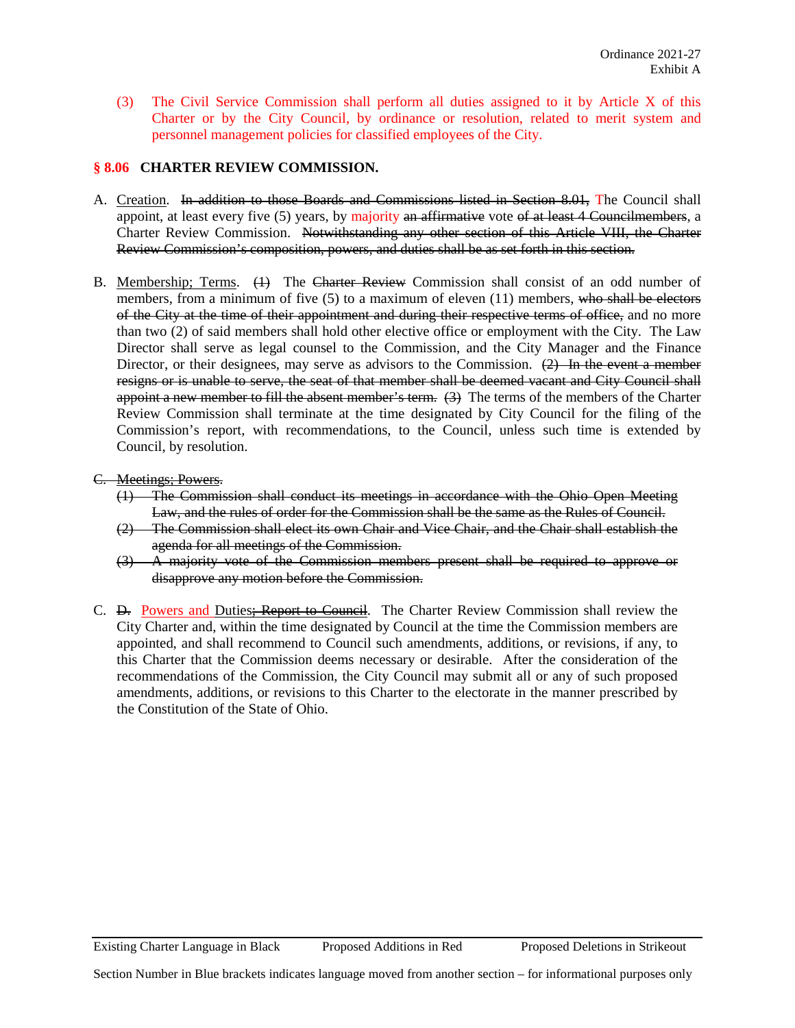(3) The Civil Service Commission shall perform all duties assigned to it by Article X of this Charter or by the City Council, by ordinance or resolution, related to merit system and personnel management policies for classified employees of the City.

## § 8.06 CHARTER REVIEW COMMISSION.

A. Creation. ~~In addition to those Boards and Commissions listed in Section 8.01,~~ The Council shall appoint, at least every five (5) years, by majority ~~an affirmative~~ vote ~~of at least 4 Councilmembers~~, a Charter Review Commission. ~~Notwithstanding any other section of this Article VIII, the Charter Review Commission's composition, powers, and duties shall be as set forth in this section.~~

B. Membership; Terms. ~~(1)~~ The ~~Charter Review~~ Commission shall consist of an odd number of members, from a minimum of five (5) to a maximum of eleven (11) members, ~~who shall be electors of the City at the time of their appointment and during their respective terms of office,~~ and no more than two (2) of said members shall hold other elective office or employment with the City. The Law Director shall serve as legal counsel to the Commission, and the City Manager and the Finance Director, or their designees, may serve as advisors to the Commission. ~~(2) In the event a member resigns or is unable to serve, the seat of that member shall be deemed vacant and City Council shall appoint a new member to fill the absent member's term.~~ ~~(3)~~ The terms of the members of the Charter Review Commission shall terminate at the time designated by City Council for the filing of the Commission's report, with recommendations, to the Council, unless such time is extended by Council, by resolution.

~~C. Meetings; Powers.~~

~~(1) The Commission shall conduct its meetings in accordance with the Ohio Open Meeting Law, and the rules of order for the Commission shall be the same as the Rules of Council.~~

~~(2) The Commission shall elect its own Chair and Vice Chair, and the Chair shall establish the agenda for all meetings of the Commission.~~

~~(3) A majority vote of the Commission members present shall be required to approve or disapprove any motion before the Commission.~~

C. ~~D.~~ Powers and Duties~~; Report to Council~~. The Charter Review Commission shall review the City Charter and, within the time designated by Council at the time the Commission members are appointed, and shall recommend to Council such amendments, additions, or revisions, if any, to this Charter that the Commission deems necessary or desirable. After the consideration of the recommendations of the Commission, the City Council may submit all or any of such proposed amendments, additions, or revisions to this Charter to the electorate in the manner prescribed by the Constitution of the State of Ohio.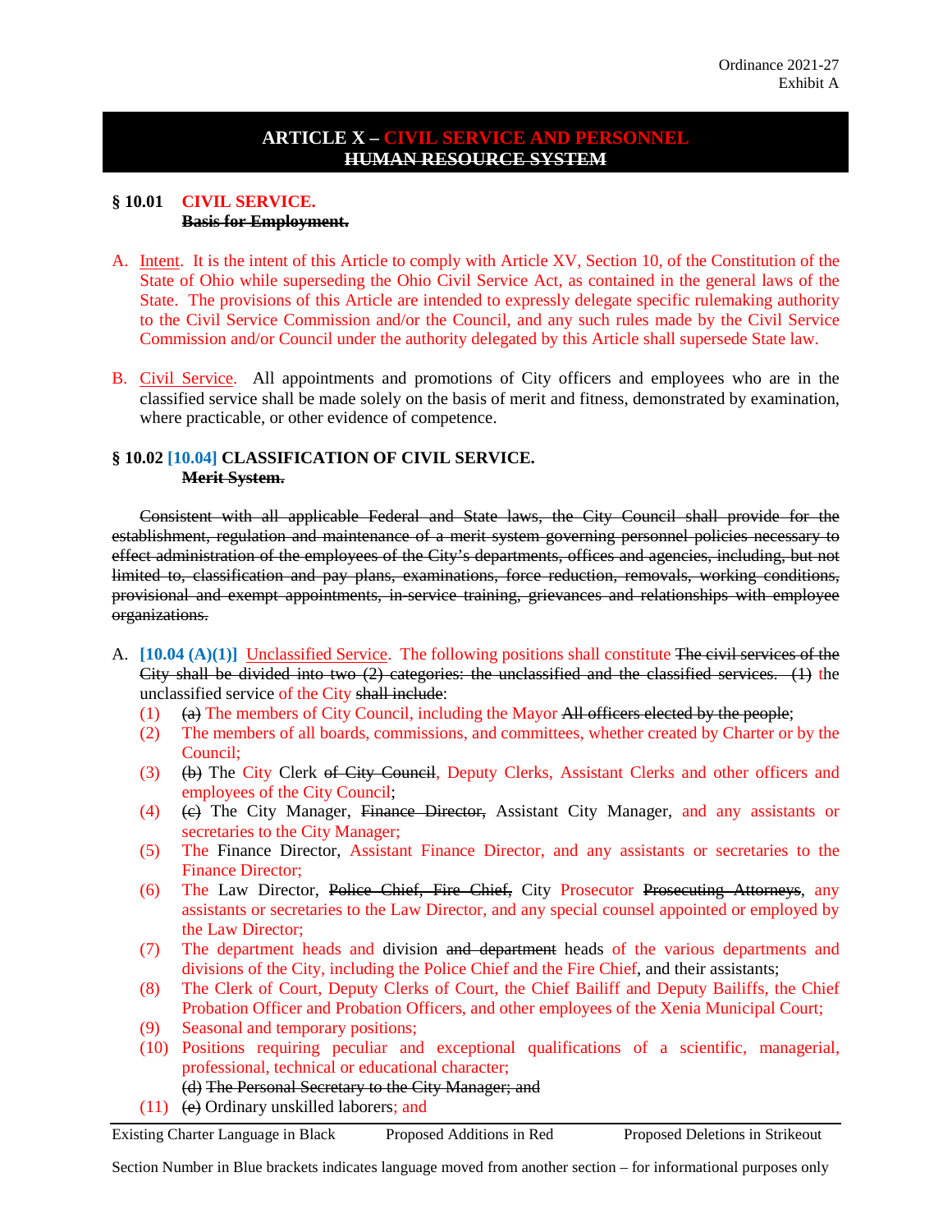Ordinance 2021-27
Exhibit A

## ARTICLE X – CIVIL SERVICE AND PERSONNEL ~~HUMAN RESOURCE SYSTEM~~

### § 10.01 CIVIL SERVICE. ~~Basis for Employment.~~

A. Intent. It is the intent of this Article to comply with Article XV, Section 10, of the Constitution of the State of Ohio while superseding the Ohio Civil Service Act, as contained in the general laws of the State. The provisions of this Article are intended to expressly delegate specific rulemaking authority to the Civil Service Commission and/or the Council, and any such rules made by the Civil Service Commission and/or Council under the authority delegated by this Article shall supersede State law.

B. Civil Service. All appointments and promotions of City officers and employees who are in the classified service shall be made solely on the basis of merit and fitness, demonstrated by examination, where practicable, or other evidence of competence.

### § 10.02 [10.04] CLASSIFICATION OF CIVIL SERVICE. ~~Merit System.~~

~~Consistent with all applicable Federal and State laws, the City Council shall provide for the establishment, regulation and maintenance of a merit system governing personnel policies necessary to effect administration of the employees of the City's departments, offices and agencies, including, but not limited to, classification and pay plans, examinations, force reduction, removals, working conditions, provisional and exempt appointments, in-service training, grievances and relationships with employee organizations.~~

A. **[10.04 (A)(1)]** Unclassified Service. The following positions shall constitute ~~The civil services of the City shall be divided into two (2) categories: the unclassified and the classified services. (1)~~ the unclassified service of the City ~~shall include~~:

(1) ~~(a)~~ The members of City Council, including the Mayor ~~All officers elected by the people~~;
(2) The members of all boards, commissions, and committees, whether created by Charter or by the Council;
(3) ~~(b)~~ The City Clerk ~~of City Council~~, Deputy Clerks, Assistant Clerks and other officers and employees of the City Council;
(4) ~~(c)~~ The City Manager, ~~Finance Director,~~ Assistant City Manager, and any assistants or secretaries to the City Manager;
(5) The Finance Director, Assistant Finance Director, and any assistants or secretaries to the Finance Director;
(6) The Law Director, ~~Police Chief, Fire Chief,~~ City Prosecutor ~~Prosecuting Attorneys~~, any assistants or secretaries to the Law Director, and any special counsel appointed or employed by the Law Director;
(7) The department heads and division ~~and department~~ heads of the various departments and divisions of the City, including the Police Chief and the Fire Chief, and their assistants;
(8) The Clerk of Court, Deputy Clerks of Court, the Chief Bailiff and Deputy Bailiffs, the Chief Probation Officer and Probation Officers, and other employees of the Xenia Municipal Court;
(9) Seasonal and temporary positions;
(10) Positions requiring peculiar and exceptional qualifications of a scientific, managerial, professional, technical or educational character;
~~(d) The Personal Secretary to the City Manager; and~~
(11) ~~(e)~~ Ordinary unskilled laborers; and

Existing Charter Language in Black | Proposed Additions in Red | Proposed Deletions in Strikeout

Section Number in Blue brackets indicates language moved from another section – for informational purposes only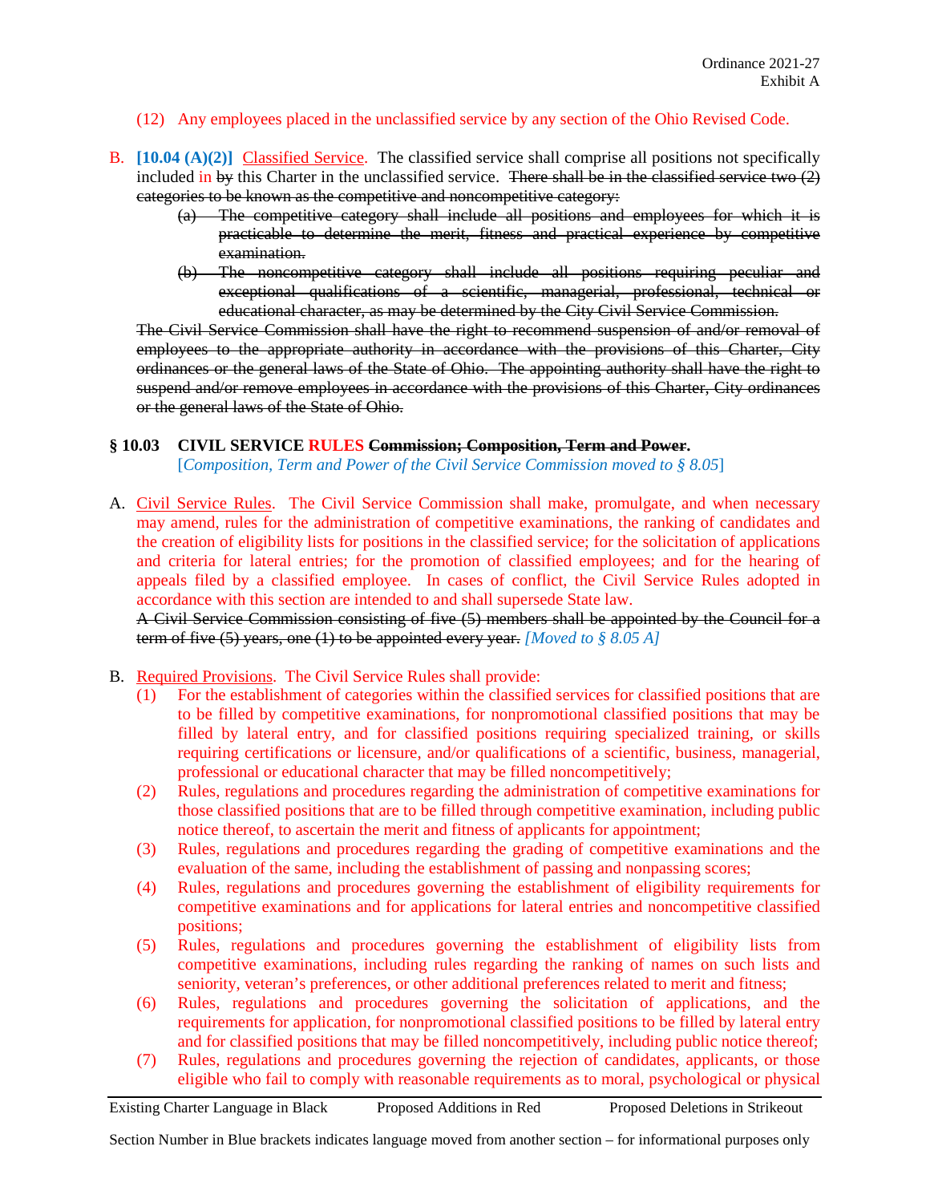(12) Any employees placed in the unclassified service by any section of the Ohio Revised Code.

B. **[10.04 (A)(2)]** Classified Service. The classified service shall comprise all positions not specifically included in ~~by~~ this Charter in the unclassified service. ~~There shall be in the classified service two (2) categories to be known as the competitive and noncompetitive category:~~

   ~~(a) The competitive category shall include all positions and employees for which it is practicable to determine the merit, fitness and practical experience by competitive examination.~~

   ~~(b) The noncompetitive category shall include all positions requiring peculiar and exceptional qualifications of a scientific, managerial, professional, technical or educational character, as may be determined by the City Civil Service Commission.~~

~~The Civil Service Commission shall have the right to recommend suspension of and/or removal of employees to the appropriate authority in accordance with the provisions of this Charter, City ordinances or the general laws of the State of Ohio. The appointing authority shall have the right to suspend and/or remove employees in accordance with the provisions of this Charter, City ordinances or the general laws of the State of Ohio.~~

## § 10.03 CIVIL SERVICE RULES ~~Commission; Composition, Term and Power~~.

[*Composition, Term and Power of the Civil Service Commission moved to § 8.05*]

A. Civil Service Rules. The Civil Service Commission shall make, promulgate, and when necessary may amend, rules for the administration of competitive examinations, the ranking of candidates and the creation of eligibility lists for positions in the classified service; for the solicitation of applications and criteria for lateral entries; for the promotion of classified employees; and for the hearing of appeals filed by a classified employee. In cases of conflict, the Civil Service Rules adopted in accordance with this section are intended to and shall supersede State law.

~~A Civil Service Commission consisting of five (5) members shall be appointed by the Council for a term of five (5) years, one (1) to be appointed every year.~~ *[Moved to § 8.05 A]*

B. Required Provisions. The Civil Service Rules shall provide:

   (1) For the establishment of categories within the classified services for classified positions that are to be filled by competitive examinations, for nonpromotional classified positions that may be filled by lateral entry, and for classified positions requiring specialized training, or skills requiring certifications or licensure, and/or qualifications of a scientific, business, managerial, professional or educational character that may be filled noncompetitively;

   (2) Rules, regulations and procedures regarding the administration of competitive examinations for those classified positions that are to be filled through competitive examination, including public notice thereof, to ascertain the merit and fitness of applicants for appointment;

   (3) Rules, regulations and procedures regarding the grading of competitive examinations and the evaluation of the same, including the establishment of passing and nonpassing scores;

   (4) Rules, regulations and procedures governing the establishment of eligibility requirements for competitive examinations and for applications for lateral entries and noncompetitive classified positions;

   (5) Rules, regulations and procedures governing the establishment of eligibility lists from competitive examinations, including rules regarding the ranking of names on such lists and seniority, veteran's preferences, or other additional preferences related to merit and fitness;

   (6) Rules, regulations and procedures governing the solicitation of applications, and the requirements for application, for nonpromotional classified positions to be filled by lateral entry and for classified positions that may be filled noncompetitively, including public notice thereof;

   (7) Rules, regulations and procedures governing the rejection of candidates, applicants, or those eligible who fail to comply with reasonable requirements as to moral, psychological or physical

Existing Charter Language in Black | Proposed Additions in Red | Proposed Deletions in Strikeout

Section Number in Blue brackets indicates language moved from another section – for informational purposes only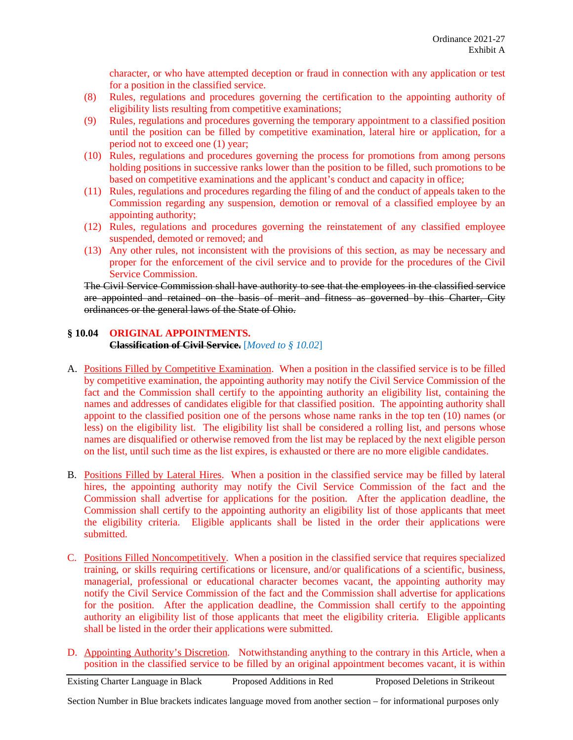character, or who have attempted deception or fraud in connection with any application or test for a position in the classified service.

(8) Rules, regulations and procedures governing the certification to the appointing authority of eligibility lists resulting from competitive examinations;

(9) Rules, regulations and procedures governing the temporary appointment to a classified position until the position can be filled by competitive examination, lateral hire or application, for a period not to exceed one (1) year;

(10) Rules, regulations and procedures governing the process for promotions from among persons holding positions in successive ranks lower than the position to be filled, such promotions to be based on competitive examinations and the applicant's conduct and capacity in office;

(11) Rules, regulations and procedures regarding the filing of and the conduct of appeals taken to the Commission regarding any suspension, demotion or removal of a classified employee by an appointing authority;

(12) Rules, regulations and procedures governing the reinstatement of any classified employee suspended, demoted or removed; and

(13) Any other rules, not inconsistent with the provisions of this section, as may be necessary and proper for the enforcement of the civil service and to provide for the procedures of the Civil Service Commission.

~~The Civil Service Commission shall have authority to see that the employees in the classified service are appointed and retained on the basis of merit and fitness as governed by this Charter, City ordinances or the general laws of the State of Ohio.~~

**§ 10.04 ORIGINAL APPOINTMENTS.**
~~**Classification of Civil Service.**~~ [*Moved to § 10.02*]

A. Positions Filled by Competitive Examination. When a position in the classified service is to be filled by competitive examination, the appointing authority may notify the Civil Service Commission of the fact and the Commission shall certify to the appointing authority an eligibility list, containing the names and addresses of candidates eligible for that classified position. The appointing authority shall appoint to the classified position one of the persons whose name ranks in the top ten (10) names (or less) on the eligibility list. The eligibility list shall be considered a rolling list, and persons whose names are disqualified or otherwise removed from the list may be replaced by the next eligible person on the list, until such time as the list expires, is exhausted or there are no more eligible candidates.

B. Positions Filled by Lateral Hires. When a position in the classified service may be filled by lateral hires, the appointing authority may notify the Civil Service Commission of the fact and the Commission shall advertise for applications for the position. After the application deadline, the Commission shall certify to the appointing authority an eligibility list of those applicants that meet the eligibility criteria. Eligible applicants shall be listed in the order their applications were submitted.

C. Positions Filled Noncompetitively. When a position in the classified service that requires specialized training, or skills requiring certifications or licensure, and/or qualifications of a scientific, business, managerial, professional or educational character becomes vacant, the appointing authority may notify the Civil Service Commission of the fact and the Commission shall advertise for applications for the position. After the application deadline, the Commission shall certify to the appointing authority an eligibility list of those applicants that meet the eligibility criteria. Eligible applicants shall be listed in the order their applications were submitted.

D. Appointing Authority's Discretion. Notwithstanding anything to the contrary in this Article, when a position in the classified service to be filled by an original appointment becomes vacant, it is within

Existing Charter Language in Black | Proposed Additions in Red | Proposed Deletions in Strikeout

Section Number in Blue brackets indicates language moved from another section – for informational purposes only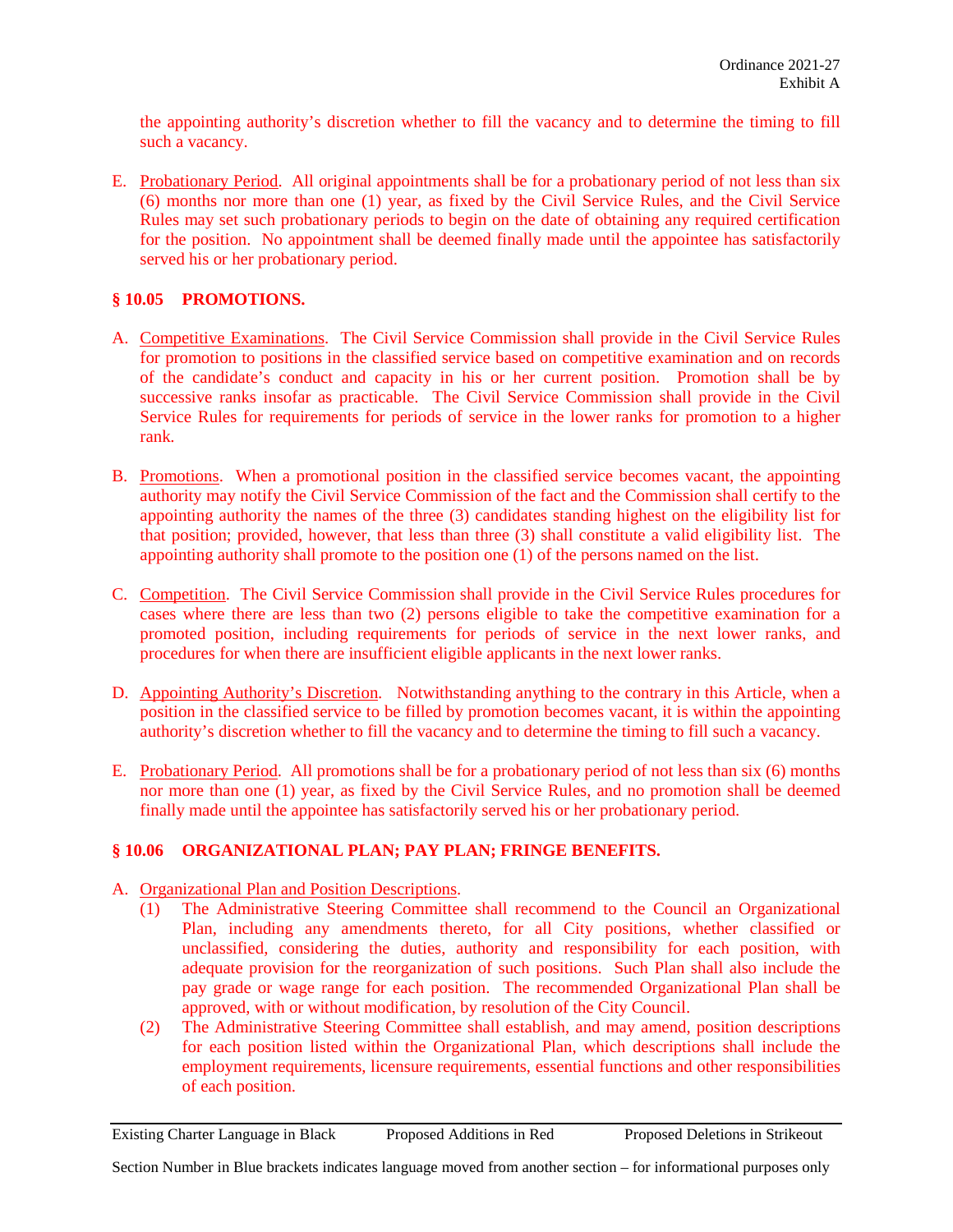the appointing authority's discretion whether to fill the vacancy and to determine the timing to fill such a vacancy.

E. Probationary Period. All original appointments shall be for a probationary period of not less than six (6) months nor more than one (1) year, as fixed by the Civil Service Rules, and the Civil Service Rules may set such probationary periods to begin on the date of obtaining any required certification for the position. No appointment shall be deemed finally made until the appointee has satisfactorily served his or her probationary period.

## § 10.05 PROMOTIONS.

A. Competitive Examinations. The Civil Service Commission shall provide in the Civil Service Rules for promotion to positions in the classified service based on competitive examination and on records of the candidate's conduct and capacity in his or her current position. Promotion shall be by successive ranks insofar as practicable. The Civil Service Commission shall provide in the Civil Service Rules for requirements for periods of service in the lower ranks for promotion to a higher rank.

B. Promotions. When a promotional position in the classified service becomes vacant, the appointing authority may notify the Civil Service Commission of the fact and the Commission shall certify to the appointing authority the names of the three (3) candidates standing highest on the eligibility list for that position; provided, however, that less than three (3) shall constitute a valid eligibility list. The appointing authority shall promote to the position one (1) of the persons named on the list.

C. Competition. The Civil Service Commission shall provide in the Civil Service Rules procedures for cases where there are less than two (2) persons eligible to take the competitive examination for a promoted position, including requirements for periods of service in the next lower ranks, and procedures for when there are insufficient eligible applicants in the next lower ranks.

D. Appointing Authority's Discretion. Notwithstanding anything to the contrary in this Article, when a position in the classified service to be filled by promotion becomes vacant, it is within the appointing authority's discretion whether to fill the vacancy and to determine the timing to fill such a vacancy.

E. Probationary Period. All promotions shall be for a probationary period of not less than six (6) months nor more than one (1) year, as fixed by the Civil Service Rules, and no promotion shall be deemed finally made until the appointee has satisfactorily served his or her probationary period.

## § 10.06 ORGANIZATIONAL PLAN; PAY PLAN; FRINGE BENEFITS.

A. Organizational Plan and Position Descriptions.
   (1) The Administrative Steering Committee shall recommend to the Council an Organizational Plan, including any amendments thereto, for all City positions, whether classified or unclassified, considering the duties, authority and responsibility for each position, with adequate provision for the reorganization of such positions. Such Plan shall also include the pay grade or wage range for each position. The recommended Organizational Plan shall be approved, with or without modification, by resolution of the City Council.
   (2) The Administrative Steering Committee shall establish, and may amend, position descriptions for each position listed within the Organizational Plan, which descriptions shall include the employment requirements, licensure requirements, essential functions and other responsibilities of each position.

Existing Charter Language in Black    Proposed Additions in Red    Proposed Deletions in Strikeout

Section Number in Blue brackets indicates language moved from another section – for informational purposes only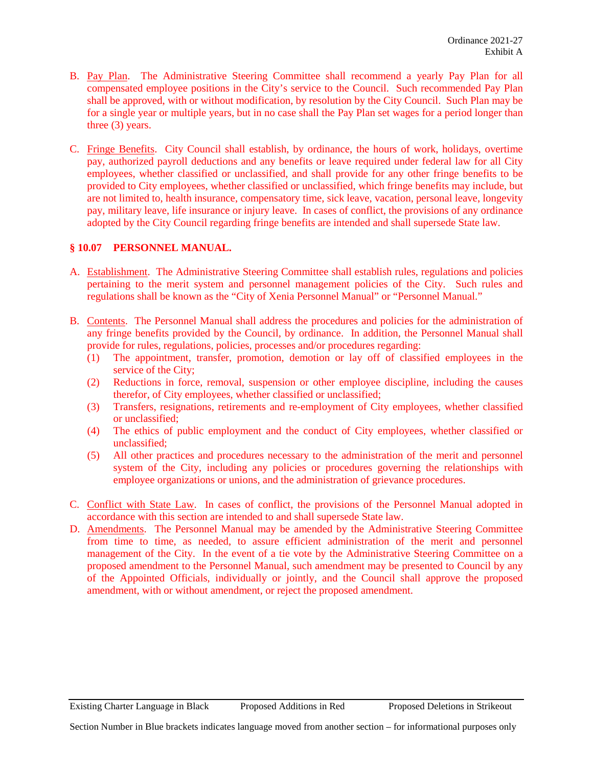B. Pay Plan. The Administrative Steering Committee shall recommend a yearly Pay Plan for all compensated employee positions in the City's service to the Council. Such recommended Pay Plan shall be approved, with or without modification, by resolution by the City Council. Such Plan may be for a single year or multiple years, but in no case shall the Pay Plan set wages for a period longer than three (3) years.

C. Fringe Benefits. City Council shall establish, by ordinance, the hours of work, holidays, overtime pay, authorized payroll deductions and any benefits or leave required under federal law for all City employees, whether classified or unclassified, and shall provide for any other fringe benefits to be provided to City employees, whether classified or unclassified, which fringe benefits may include, but are not limited to, health insurance, compensatory time, sick leave, vacation, personal leave, longevity pay, military leave, life insurance or injury leave. In cases of conflict, the provisions of any ordinance adopted by the City Council regarding fringe benefits are intended and shall supersede State law.

### § 10.07 PERSONNEL MANUAL.

A. Establishment. The Administrative Steering Committee shall establish rules, regulations and policies pertaining to the merit system and personnel management policies of the City. Such rules and regulations shall be known as the "City of Xenia Personnel Manual" or "Personnel Manual."

B. Contents. The Personnel Manual shall address the procedures and policies for the administration of any fringe benefits provided by the Council, by ordinance. In addition, the Personnel Manual shall provide for rules, regulations, policies, processes and/or procedures regarding:
   (1) The appointment, transfer, promotion, demotion or lay off of classified employees in the service of the City;
   (2) Reductions in force, removal, suspension or other employee discipline, including the causes therefor, of City employees, whether classified or unclassified;
   (3) Transfers, resignations, retirements and re-employment of City employees, whether classified or unclassified;
   (4) The ethics of public employment and the conduct of City employees, whether classified or unclassified;
   (5) All other practices and procedures necessary to the administration of the merit and personnel system of the City, including any policies or procedures governing the relationships with employee organizations or unions, and the administration of grievance procedures.

C. Conflict with State Law. In cases of conflict, the provisions of the Personnel Manual adopted in accordance with this section are intended to and shall supersede State law.

D. Amendments. The Personnel Manual may be amended by the Administrative Steering Committee from time to time, as needed, to assure efficient administration of the merit and personnel management of the City. In the event of a tie vote by the Administrative Steering Committee on a proposed amendment to the Personnel Manual, such amendment may be presented to Council by any of the Appointed Officials, individually or jointly, and the Council shall approve the proposed amendment, with or without amendment, or reject the proposed amendment.